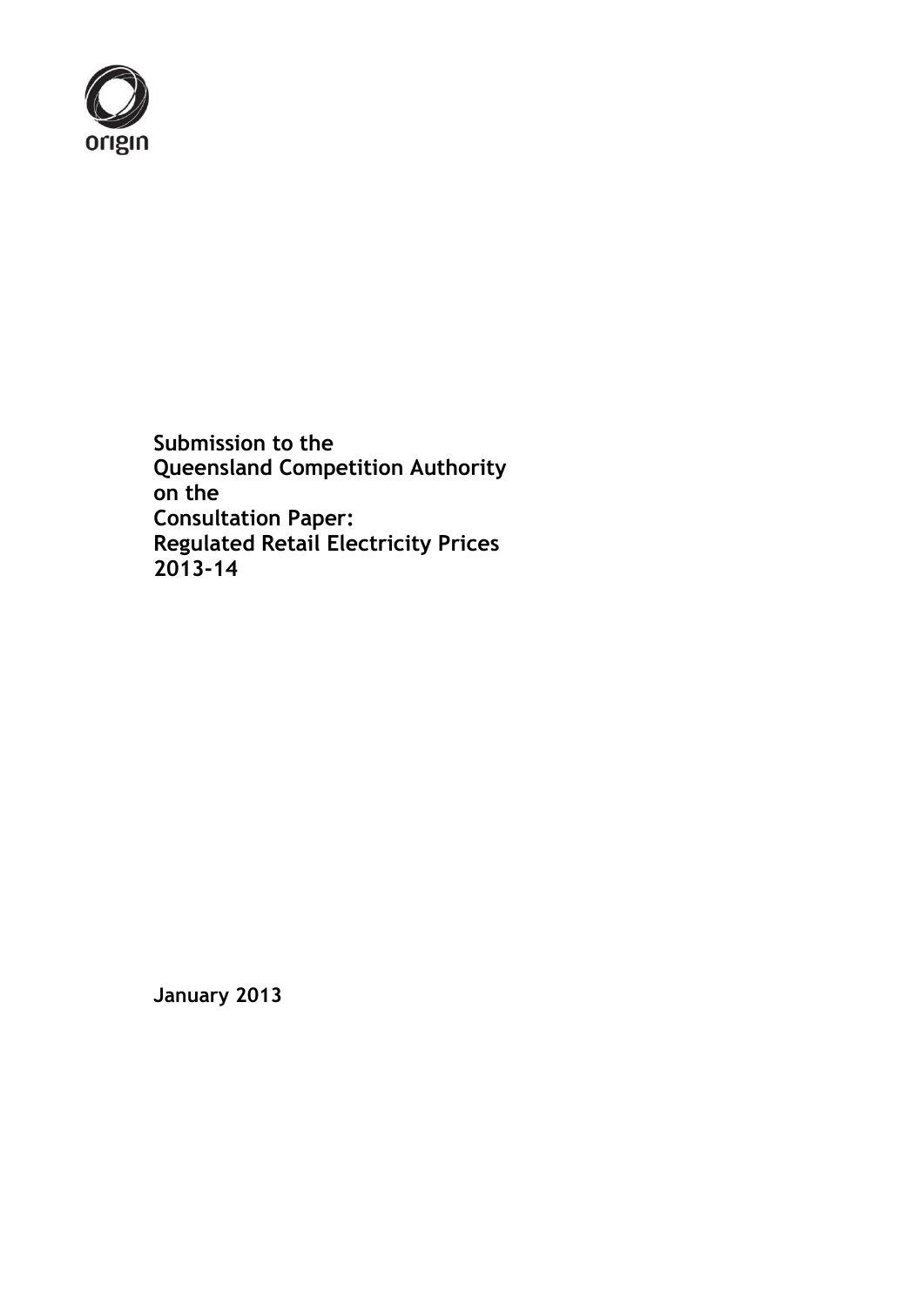origin

**Submission to the**
**Queensland Competition Authority**
**on the**
**Consultation Paper:**
**Regulated Retail Electricity Prices**
**2013-14**

**January 2013**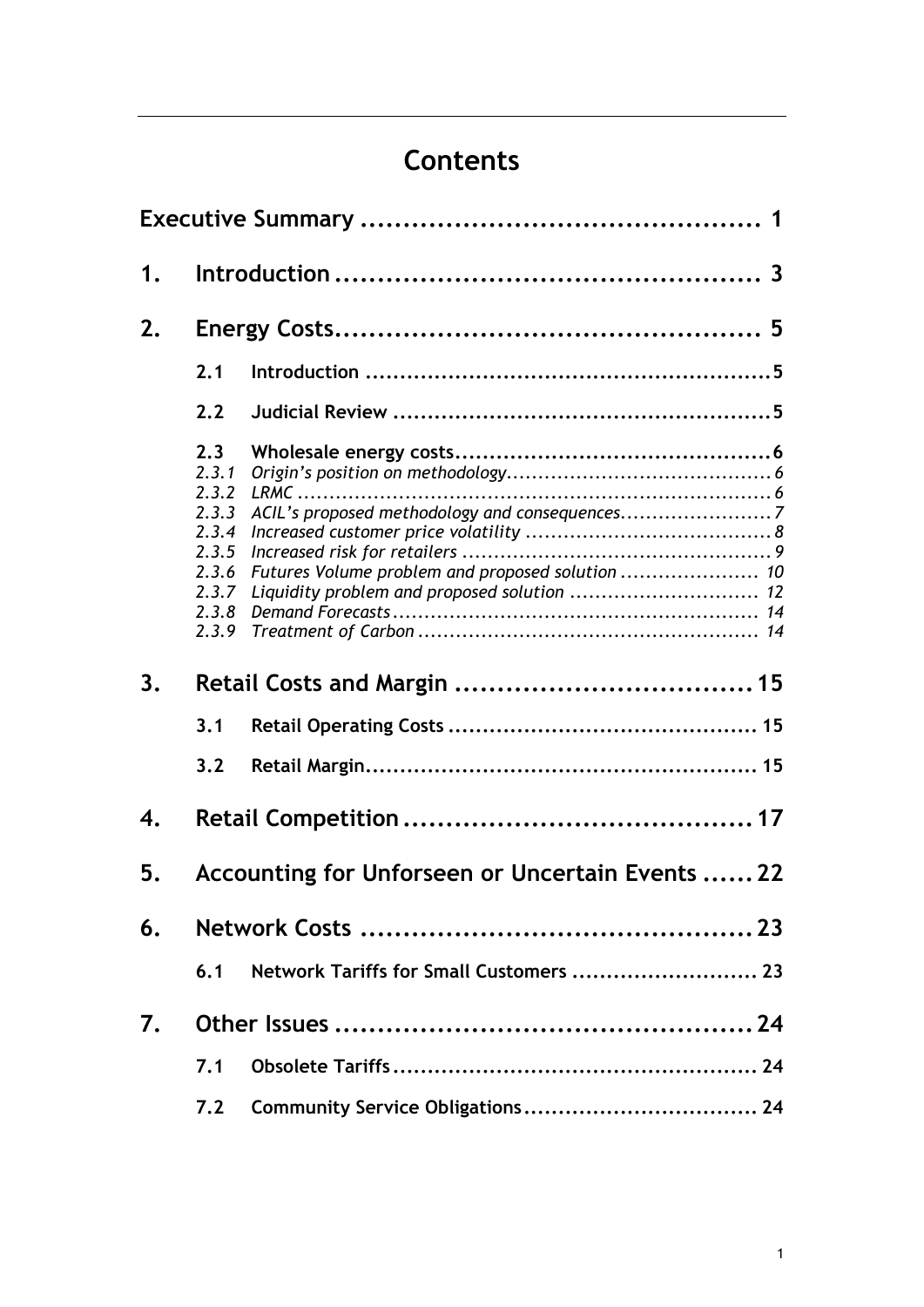# Contents

| | | |
|---|---|---|
| **Executive Summary** | | **1** |
| **1.** | **Introduction** | **3** |
| **2.** | **Energy Costs** | **5** |
| **2.1** | **Introduction** | **5** |
| **2.2** | **Judicial Review** | **5** |
| **2.3** | **Wholesale energy costs** | **6** |
| *2.3.1* | *Origin's position on methodology* | *6* |
| *2.3.2* | *LRMC* | *6* |
| *2.3.3* | *ACIL's proposed methodology and consequences* | *7* |
| *2.3.4* | *Increased customer price volatility* | *8* |
| *2.3.5* | *Increased risk for retailers* | *9* |
| *2.3.6* | *Futures Volume problem and proposed solution* | *10* |
| *2.3.7* | *Liquidity problem and proposed solution* | *12* |
| *2.3.8* | *Demand Forecasts* | *14* |
| *2.3.9* | *Treatment of Carbon* | *14* |
| **3.** | **Retail Costs and Margin** | **15** |
| **3.1** | **Retail Operating Costs** | **15** |
| **3.2** | **Retail Margin** | **15** |
| **4.** | **Retail Competition** | **17** |
| **5.** | **Accounting for Unforseen or Uncertain Events** | **22** |
| **6.** | **Network Costs** | **23** |
| **6.1** | **Network Tariffs for Small Customers** | **23** |
| **7.** | **Other Issues** | **24** |
| **7.1** | **Obsolete Tariffs** | **24** |
| **7.2** | **Community Service Obligations** | **24** |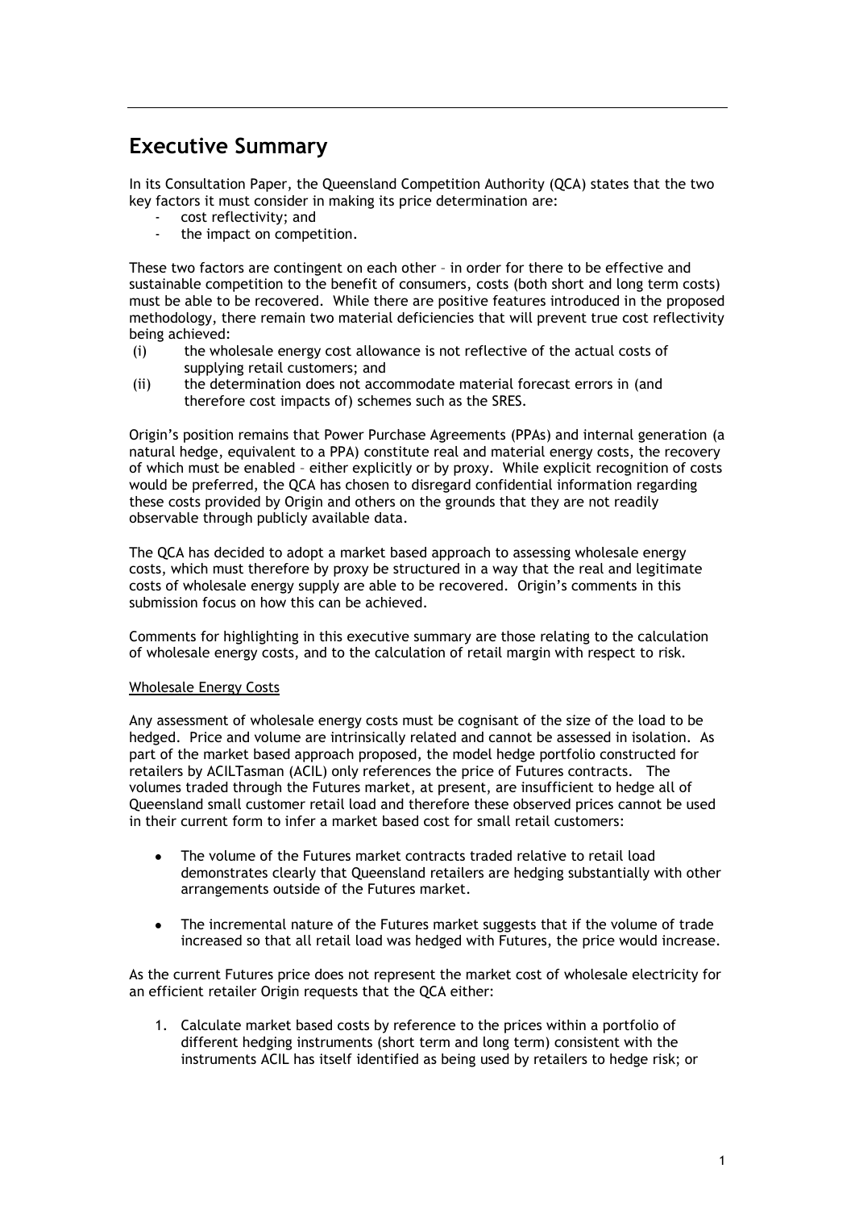## Executive Summary

In its Consultation Paper, the Queensland Competition Authority (QCA) states that the two key factors it must consider in making its price determination are:

- cost reflectivity; and
- the impact on competition.

These two factors are contingent on each other – in order for there to be effective and sustainable competition to the benefit of consumers, costs (both short and long term costs) must be able to be recovered. While there are positive features introduced in the proposed methodology, there remain two material deficiencies that will prevent true cost reflectivity being achieved:

(i) the wholesale energy cost allowance is not reflective of the actual costs of supplying retail customers; and

(ii) the determination does not accommodate material forecast errors in (and therefore cost impacts of) schemes such as the SRES.

Origin's position remains that Power Purchase Agreements (PPAs) and internal generation (a natural hedge, equivalent to a PPA) constitute real and material energy costs, the recovery of which must be enabled – either explicitly or by proxy. While explicit recognition of costs would be preferred, the QCA has chosen to disregard confidential information regarding these costs provided by Origin and others on the grounds that they are not readily observable through publicly available data.

The QCA has decided to adopt a market based approach to assessing wholesale energy costs, which must therefore by proxy be structured in a way that the real and legitimate costs of wholesale energy supply are able to be recovered. Origin's comments in this submission focus on how this can be achieved.

Comments for highlighting in this executive summary are those relating to the calculation of wholesale energy costs, and to the calculation of retail margin with respect to risk.

Wholesale Energy Costs

Any assessment of wholesale energy costs must be cognisant of the size of the load to be hedged. Price and volume are intrinsically related and cannot be assessed in isolation. As part of the market based approach proposed, the model hedge portfolio constructed for retailers by ACILTasman (ACIL) only references the price of Futures contracts. The volumes traded through the Futures market, at present, are insufficient to hedge all of Queensland small customer retail load and therefore these observed prices cannot be used in their current form to infer a market based cost for small retail customers:

- The volume of the Futures market contracts traded relative to retail load demonstrates clearly that Queensland retailers are hedging substantially with other arrangements outside of the Futures market.
- The incremental nature of the Futures market suggests that if the volume of trade increased so that all retail load was hedged with Futures, the price would increase.

As the current Futures price does not represent the market cost of wholesale electricity for an efficient retailer Origin requests that the QCA either:

1. Calculate market based costs by reference to the prices within a portfolio of different hedging instruments (short term and long term) consistent with the instruments ACIL has itself identified as being used by retailers to hedge risk; or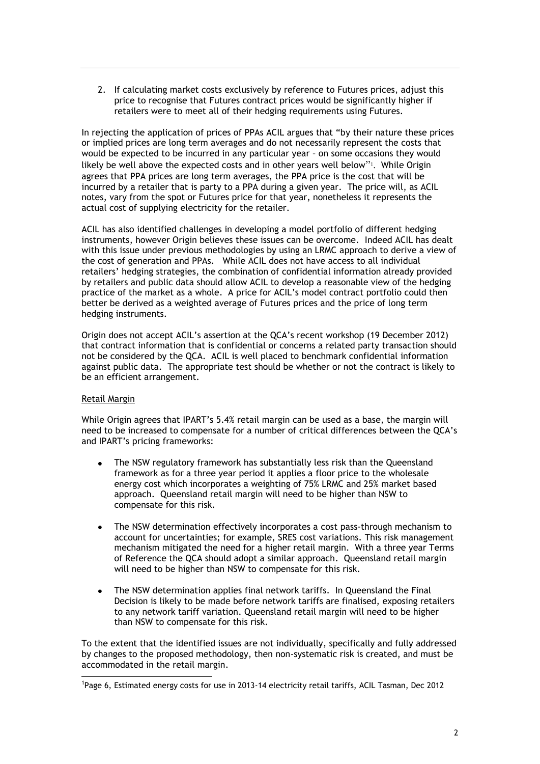2. If calculating market costs exclusively by reference to Futures prices, adjust this price to recognise that Futures contract prices would be significantly higher if retailers were to meet all of their hedging requirements using Futures.

In rejecting the application of prices of PPAs ACIL argues that "by their nature these prices or implied prices are long term averages and do not necessarily represent the costs that would be expected to be incurred in any particular year – on some occasions they would likely be well above the expected costs and in other years well below"[1]. While Origin agrees that PPA prices are long term averages, the PPA price is the cost that will be incurred by a retailer that is party to a PPA during a given year. The price will, as ACIL notes, vary from the spot or Futures price for that year, nonetheless it represents the actual cost of supplying electricity for the retailer.

ACIL has also identified challenges in developing a model portfolio of different hedging instruments, however Origin believes these issues can be overcome. Indeed ACIL has dealt with this issue under previous methodologies by using an LRMC approach to derive a view of the cost of generation and PPAs. While ACIL does not have access to all individual retailers' hedging strategies, the combination of confidential information already provided by retailers and public data should allow ACIL to develop a reasonable view of the hedging practice of the market as a whole. A price for ACIL's model contract portfolio could then better be derived as a weighted average of Futures prices and the price of long term hedging instruments.

Origin does not accept ACIL's assertion at the QCA's recent workshop (19 December 2012) that contract information that is confidential or concerns a related party transaction should not be considered by the QCA. ACIL is well placed to benchmark confidential information against public data. The appropriate test should be whether or not the contract is likely to be an efficient arrangement.

Retail Margin

While Origin agrees that IPART's 5.4% retail margin can be used as a base, the margin will need to be increased to compensate for a number of critical differences between the QCA's and IPART's pricing frameworks:

- The NSW regulatory framework has substantially less risk than the Queensland framework as for a three year period it applies a floor price to the wholesale energy cost which incorporates a weighting of 75% LRMC and 25% market based approach. Queensland retail margin will need to be higher than NSW to compensate for this risk.
- The NSW determination effectively incorporates a cost pass-through mechanism to account for uncertainties; for example, SRES cost variations. This risk management mechanism mitigated the need for a higher retail margin. With a three year Terms of Reference the QCA should adopt a similar approach. Queensland retail margin will need to be higher than NSW to compensate for this risk.
- The NSW determination applies final network tariffs. In Queensland the Final Decision is likely to be made before network tariffs are finalised, exposing retailers to any network tariff variation. Queensland retail margin will need to be higher than NSW to compensate for this risk.

To the extent that the identified issues are not individually, specifically and fully addressed by changes to the proposed methodology, then non-systematic risk is created, and must be accommodated in the retail margin.

[1] Page 6, Estimated energy costs for use in 2013-14 electricity retail tariffs, ACIL Tasman, Dec 2012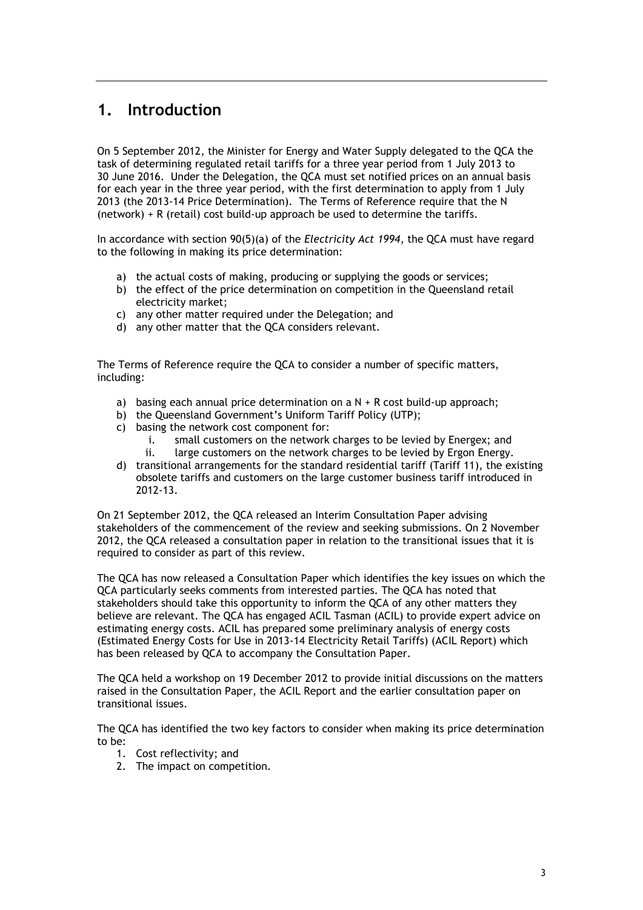# 1. Introduction

On 5 September 2012, the Minister for Energy and Water Supply delegated to the QCA the task of determining regulated retail tariffs for a three year period from 1 July 2013 to 30 June 2016. Under the Delegation, the QCA must set notified prices on an annual basis for each year in the three year period, with the first determination to apply from 1 July 2013 (the 2013-14 Price Determination). The Terms of Reference require that the N (network) + R (retail) cost build-up approach be used to determine the tariffs.

In accordance with section 90(5)(a) of the *Electricity Act 1994*, the QCA must have regard to the following in making its price determination:

a) the actual costs of making, producing or supplying the goods or services;
b) the effect of the price determination on competition in the Queensland retail electricity market;
c) any other matter required under the Delegation; and
d) any other matter that the QCA considers relevant.

The Terms of Reference require the QCA to consider a number of specific matters, including:

a) basing each annual price determination on a N + R cost build-up approach;
b) the Queensland Government's Uniform Tariff Policy (UTP);
c) basing the network cost component for:
   i. small customers on the network charges to be levied by Energex; and
   ii. large customers on the network charges to be levied by Ergon Energy.
d) transitional arrangements for the standard residential tariff (Tariff 11), the existing obsolete tariffs and customers on the large customer business tariff introduced in 2012-13.

On 21 September 2012, the QCA released an Interim Consultation Paper advising stakeholders of the commencement of the review and seeking submissions. On 2 November 2012, the QCA released a consultation paper in relation to the transitional issues that it is required to consider as part of this review.

The QCA has now released a Consultation Paper which identifies the key issues on which the QCA particularly seeks comments from interested parties. The QCA has noted that stakeholders should take this opportunity to inform the QCA of any other matters they believe are relevant. The QCA has engaged ACIL Tasman (ACIL) to provide expert advice on estimating energy costs. ACIL has prepared some preliminary analysis of energy costs (Estimated Energy Costs for Use in 2013-14 Electricity Retail Tariffs) (ACIL Report) which has been released by QCA to accompany the Consultation Paper.

The QCA held a workshop on 19 December 2012 to provide initial discussions on the matters raised in the Consultation Paper, the ACIL Report and the earlier consultation paper on transitional issues.

The QCA has identified the two key factors to consider when making its price determination to be:

1. Cost reflectivity; and
2. The impact on competition.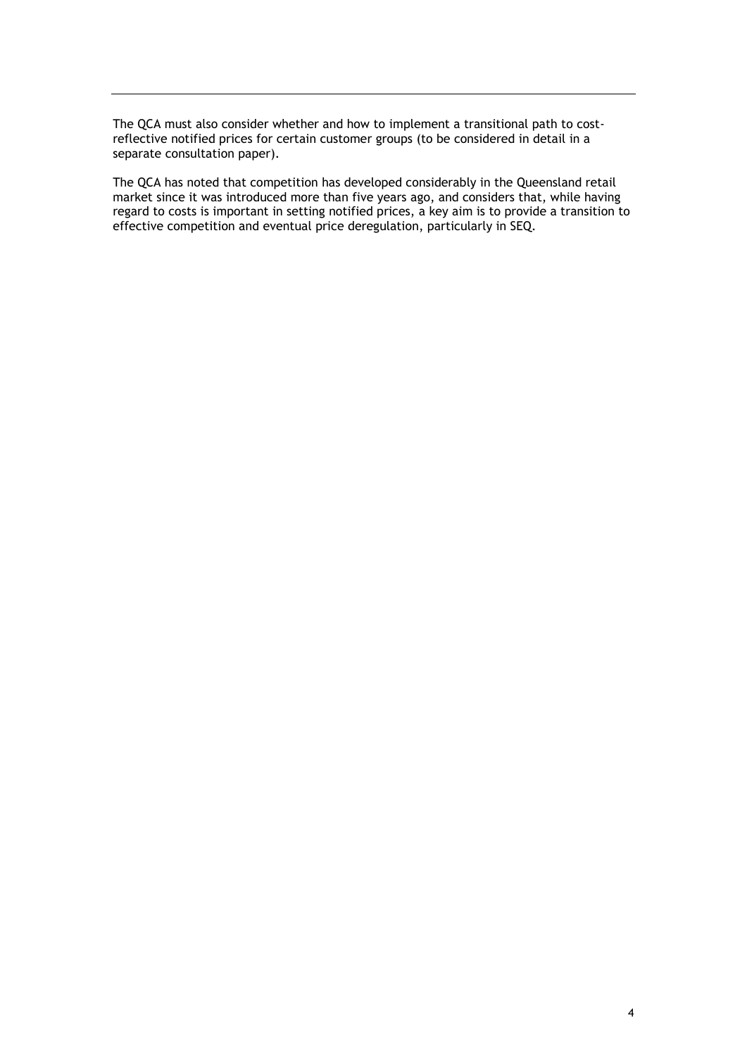The QCA must also consider whether and how to implement a transitional path to cost-reflective notified prices for certain customer groups (to be considered in detail in a separate consultation paper).

The QCA has noted that competition has developed considerably in the Queensland retail market since it was introduced more than five years ago, and considers that, while having regard to costs is important in setting notified prices, a key aim is to provide a transition to effective competition and eventual price deregulation, particularly in SEQ.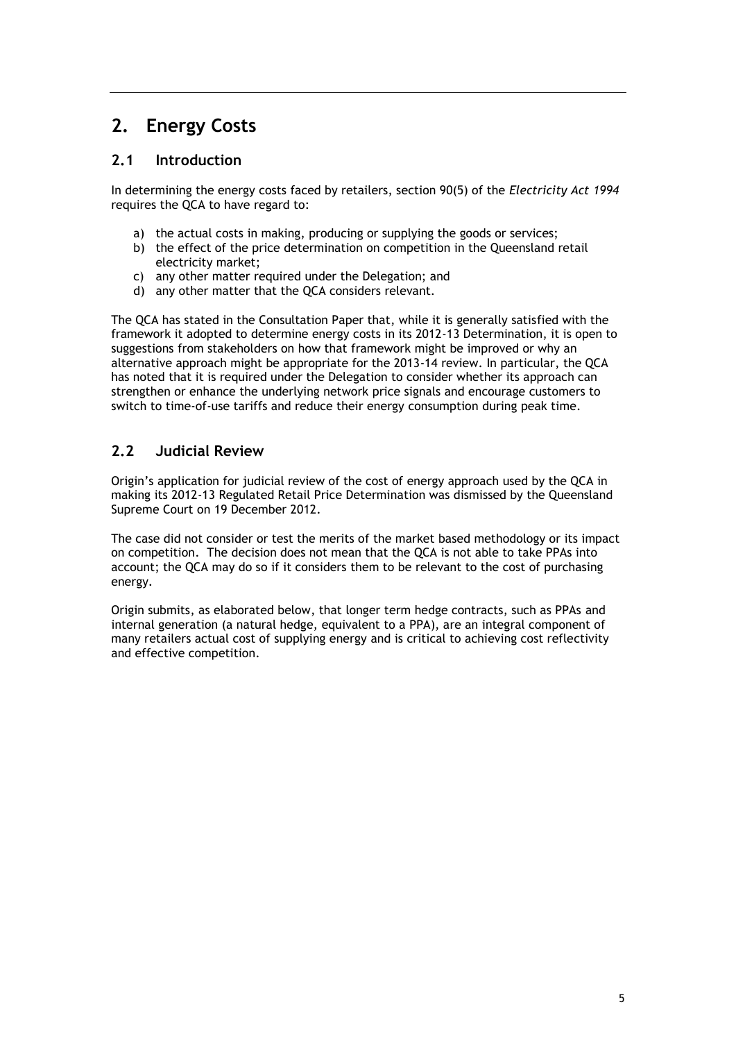# 2. Energy Costs

## 2.1 Introduction

In determining the energy costs faced by retailers, section 90(5) of the *Electricity Act 1994* requires the QCA to have regard to:

a) the actual costs in making, producing or supplying the goods or services;
b) the effect of the price determination on competition in the Queensland retail electricity market;
c) any other matter required under the Delegation; and
d) any other matter that the QCA considers relevant.

The QCA has stated in the Consultation Paper that, while it is generally satisfied with the framework it adopted to determine energy costs in its 2012-13 Determination, it is open to suggestions from stakeholders on how that framework might be improved or why an alternative approach might be appropriate for the 2013-14 review. In particular, the QCA has noted that it is required under the Delegation to consider whether its approach can strengthen or enhance the underlying network price signals and encourage customers to switch to time-of-use tariffs and reduce their energy consumption during peak time.

## 2.2 Judicial Review

Origin's application for judicial review of the cost of energy approach used by the QCA in making its 2012-13 Regulated Retail Price Determination was dismissed by the Queensland Supreme Court on 19 December 2012.

The case did not consider or test the merits of the market based methodology or its impact on competition. The decision does not mean that the QCA is not able to take PPAs into account; the QCA may do so if it considers them to be relevant to the cost of purchasing energy.

Origin submits, as elaborated below, that longer term hedge contracts, such as PPAs and internal generation (a natural hedge, equivalent to a PPA), are an integral component of many retailers actual cost of supplying energy and is critical to achieving cost reflectivity and effective competition.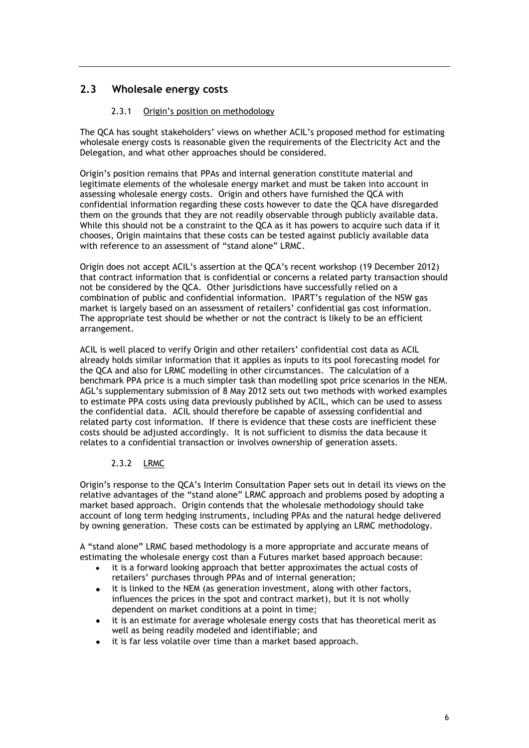## 2.3 Wholesale energy costs

### 2.3.1 Origin's position on methodology

The QCA has sought stakeholders' views on whether ACIL's proposed method for estimating wholesale energy costs is reasonable given the requirements of the Electricity Act and the Delegation, and what other approaches should be considered.

Origin's position remains that PPAs and internal generation constitute material and legitimate elements of the wholesale energy market and must be taken into account in assessing wholesale energy costs. Origin and others have furnished the QCA with confidential information regarding these costs however to date the QCA have disregarded them on the grounds that they are not readily observable through publicly available data. While this should not be a constraint to the QCA as it has powers to acquire such data if it chooses, Origin maintains that these costs can be tested against publicly available data with reference to an assessment of "stand alone" LRMC.

Origin does not accept ACIL's assertion at the QCA's recent workshop (19 December 2012) that contract information that is confidential or concerns a related party transaction should not be considered by the QCA. Other jurisdictions have successfully relied on a combination of public and confidential information. IPART's regulation of the NSW gas market is largely based on an assessment of retailers' confidential gas cost information. The appropriate test should be whether or not the contract is likely to be an efficient arrangement.

ACIL is well placed to verify Origin and other retailers' confidential cost data as ACIL already holds similar information that it applies as inputs to its pool forecasting model for the QCA and also for LRMC modelling in other circumstances. The calculation of a benchmark PPA price is a much simpler task than modelling spot price scenarios in the NEM. AGL's supplementary submission of 8 May 2012 sets out two methods with worked examples to estimate PPA costs using data previously published by ACIL, which can be used to assess the confidential data. ACIL should therefore be capable of assessing confidential and related party cost information. If there is evidence that these costs are inefficient these costs should be adjusted accordingly. It is not sufficient to dismiss the data because it relates to a confidential transaction or involves ownership of generation assets.

### 2.3.2 LRMC

Origin's response to the QCA's Interim Consultation Paper sets out in detail its views on the relative advantages of the "stand alone" LRMC approach and problems posed by adopting a market based approach. Origin contends that the wholesale methodology should take account of long term hedging instruments, including PPAs and the natural hedge delivered by owning generation. These costs can be estimated by applying an LRMC methodology.

A "stand alone" LRMC based methodology is a more appropriate and accurate means of estimating the wholesale energy cost than a Futures market based approach because:

- it is a forward looking approach that better approximates the actual costs of retailers' purchases through PPAs and of internal generation;
- it is linked to the NEM (as generation investment, along with other factors, influences the prices in the spot and contract market), but it is not wholly dependent on market conditions at a point in time;
- it is an estimate for average wholesale energy costs that has theoretical merit as well as being readily modeled and identifiable; and
- it is far less volatile over time than a market based approach.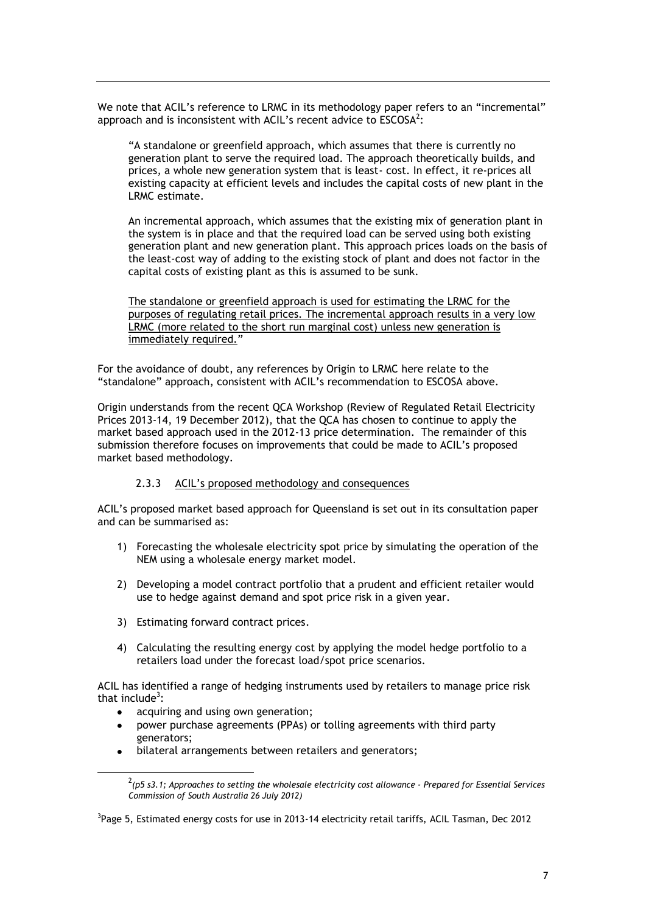We note that ACIL's reference to LRMC in its methodology paper refers to an "incremental" approach and is inconsistent with ACIL's recent advice to ESCOSA[2]:

> "A standalone or greenfield approach, which assumes that there is currently no generation plant to serve the required load. The approach theoretically builds, and prices, a whole new generation system that is least- cost. In effect, it re-prices all existing capacity at efficient levels and includes the capital costs of new plant in the LRMC estimate.
>
> An incremental approach, which assumes that the existing mix of generation plant in the system is in place and that the required load can be served using both existing generation plant and new generation plant. This approach prices loads on the basis of the least-cost way of adding to the existing stock of plant and does not factor in the capital costs of existing plant as this is assumed to be sunk.
>
> <u>The standalone or greenfield approach is used for estimating the LRMC for the purposes of regulating retail prices. The incremental approach results in a very low LRMC (more related to the short run marginal cost) unless new generation is immediately required.</u>"

For the avoidance of doubt, any references by Origin to LRMC here relate to the "standalone" approach, consistent with ACIL's recommendation to ESCOSA above.

Origin understands from the recent QCA Workshop (Review of Regulated Retail Electricity Prices 2013-14, 19 December 2012), that the QCA has chosen to continue to apply the market based approach used in the 2012-13 price determination. The remainder of this submission therefore focuses on improvements that could be made to ACIL's proposed market based methodology.

### 2.3.3 <u>ACIL's proposed methodology and consequences</u>

ACIL's proposed market based approach for Queensland is set out in its consultation paper and can be summarised as:

1) Forecasting the wholesale electricity spot price by simulating the operation of the NEM using a wholesale energy market model.
2) Developing a model contract portfolio that a prudent and efficient retailer would use to hedge against demand and spot price risk in a given year.
3) Estimating forward contract prices.
4) Calculating the resulting energy cost by applying the model hedge portfolio to a retailers load under the forecast load/spot price scenarios.

ACIL has identified a range of hedging instruments used by retailers to manage price risk that include[3]:

- acquiring and using own generation;
- power purchase agreements (PPAs) or tolling agreements with third party generators;
- bilateral arrangements between retailers and generators;

---

[2] *(p5 s3.1; Approaches to setting the wholesale electricity cost allowance - Prepared for Essential Services Commission of South Australia 26 July 2012)*

[3] Page 5, Estimated energy costs for use in 2013-14 electricity retail tariffs, ACIL Tasman, Dec 2012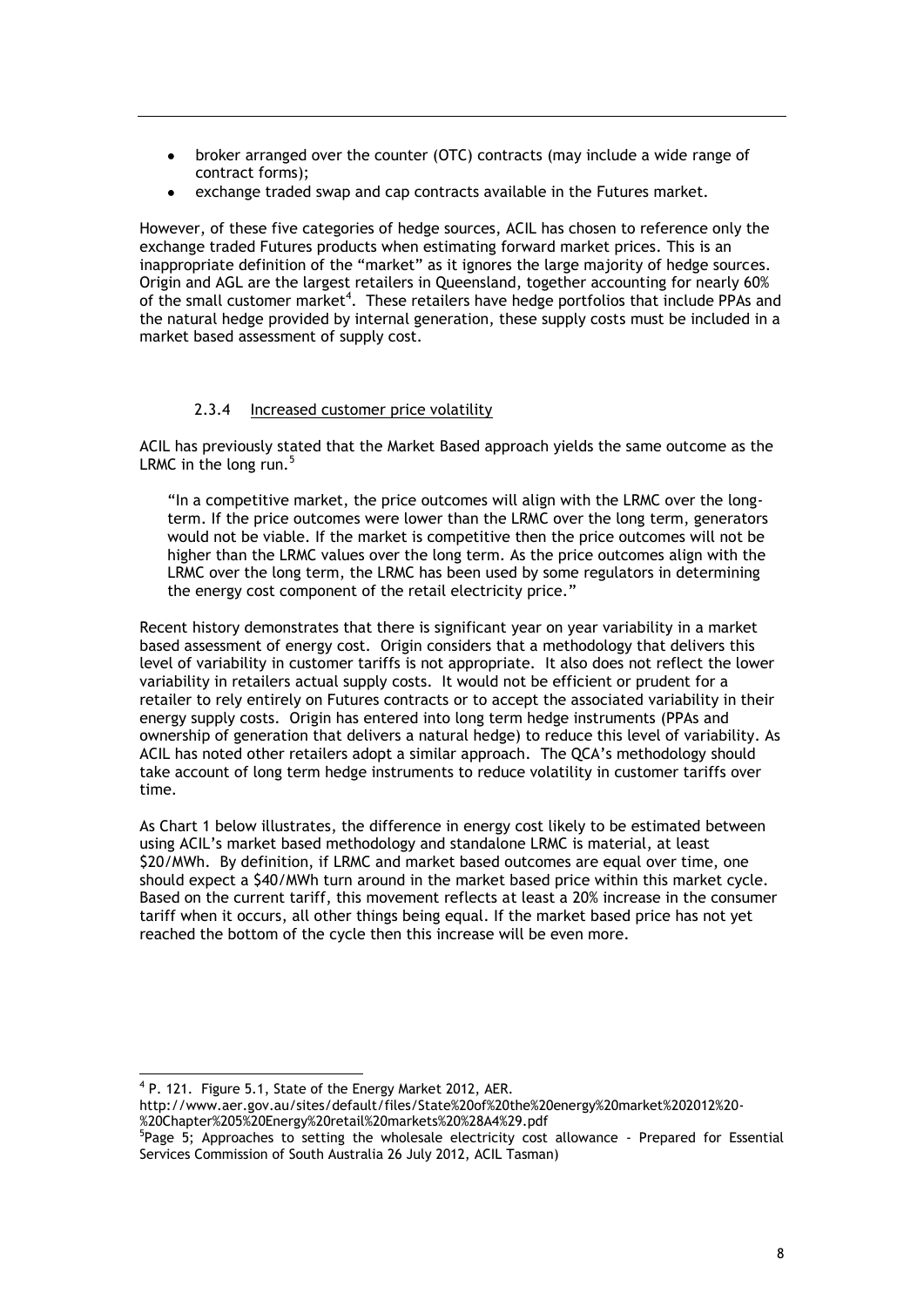- broker arranged over the counter (OTC) contracts (may include a wide range of contract forms);
- exchange traded swap and cap contracts available in the Futures market.

However, of these five categories of hedge sources, ACIL has chosen to reference only the exchange traded Futures products when estimating forward market prices. This is an inappropriate definition of the "market" as it ignores the large majority of hedge sources. Origin and AGL are the largest retailers in Queensland, together accounting for nearly 60% of the small customer market[4]. These retailers have hedge portfolios that include PPAs and the natural hedge provided by internal generation, these supply costs must be included in a market based assessment of supply cost.

### 2.3.4 Increased customer price volatility

ACIL has previously stated that the Market Based approach yields the same outcome as the LRMC in the long run.[5]

> "In a competitive market, the price outcomes will align with the LRMC over the long-term. If the price outcomes were lower than the LRMC over the long term, generators would not be viable. If the market is competitive then the price outcomes will not be higher than the LRMC values over the long term. As the price outcomes align with the LRMC over the long term, the LRMC has been used by some regulators in determining the energy cost component of the retail electricity price."

Recent history demonstrates that there is significant year on year variability in a market based assessment of energy cost. Origin considers that a methodology that delivers this level of variability in customer tariffs is not appropriate. It also does not reflect the lower variability in retailers actual supply costs. It would not be efficient or prudent for a retailer to rely entirely on Futures contracts or to accept the associated variability in their energy supply costs. Origin has entered into long term hedge instruments (PPAs and ownership of generation that delivers a natural hedge) to reduce this level of variability. As ACIL has noted other retailers adopt a similar approach. The QCA's methodology should take account of long term hedge instruments to reduce volatility in customer tariffs over time.

As Chart 1 below illustrates, the difference in energy cost likely to be estimated between using ACIL's market based methodology and standalone LRMC is material, at least \$20/MWh. By definition, if LRMC and market based outcomes are equal over time, one should expect a \$40/MWh turn around in the market based price within this market cycle. Based on the current tariff, this movement reflects at least a 20% increase in the consumer tariff when it occurs, all other things being equal. If the market based price has not yet reached the bottom of the cycle then this increase will be even more.

---

[4] P. 121. Figure 5.1, State of the Energy Market 2012, AER. http://www.aer.gov.au/sites/default/files/State%20of%20the%20energy%20market%202012%20-%20Chapter%205%20Energy%20retail%20markets%20%28A4%29.pdf

[5] Page 5; Approaches to setting the wholesale electricity cost allowance - Prepared for Essential Services Commission of South Australia 26 July 2012, ACIL Tasman)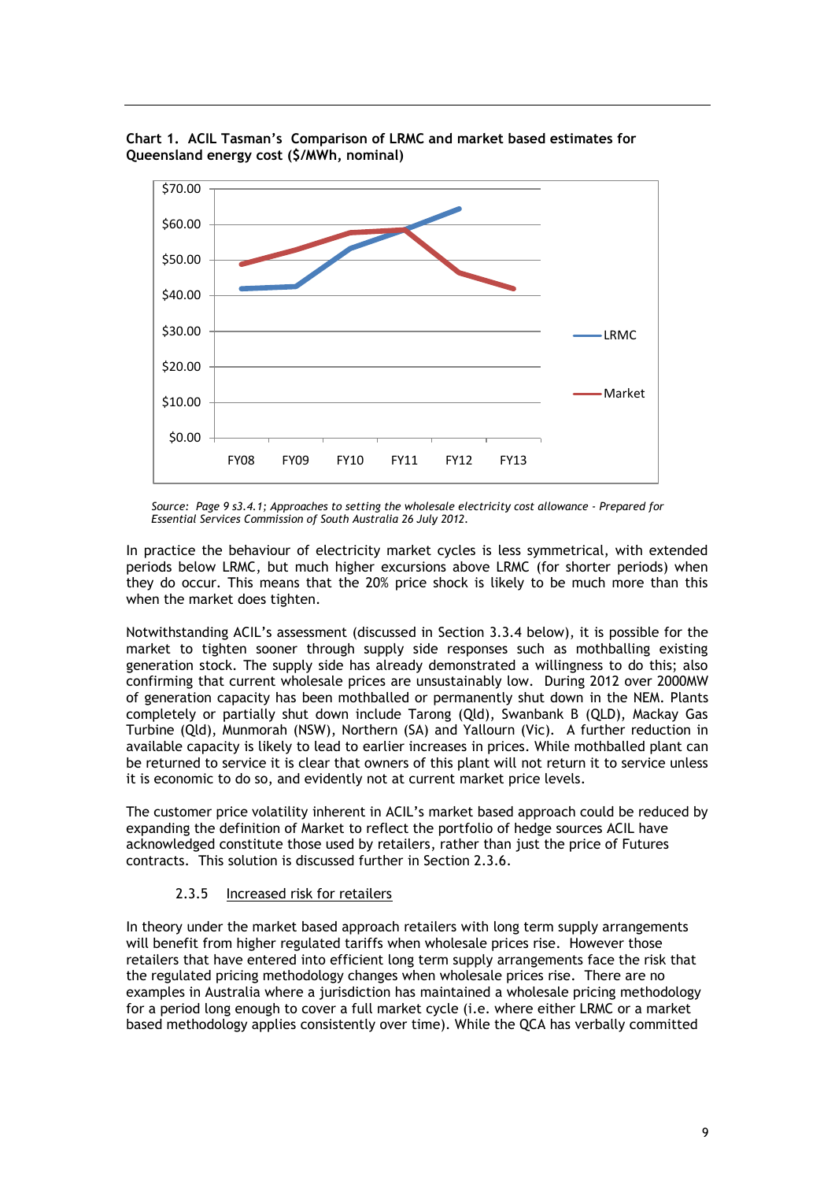**Chart 1. ACIL Tasman's Comparison of LRMC and market based estimates for Queensland energy cost ($/MWh, nominal)**

*Source: Page 9 s3.4.1; Approaches to setting the wholesale electricity cost allowance - Prepared for Essential Services Commission of South Australia 26 July 2012.*

In practice the behaviour of electricity market cycles is less symmetrical, with extended periods below LRMC, but much higher excursions above LRMC (for shorter periods) when they do occur. This means that the 20% price shock is likely to be much more than this when the market does tighten.

Notwithstanding ACIL's assessment (discussed in Section 3.3.4 below), it is possible for the market to tighten sooner through supply side responses such as mothballing existing generation stock. The supply side has already demonstrated a willingness to do this; also confirming that current wholesale prices are unsustainably low. During 2012 over 2000MW of generation capacity has been mothballed or permanently shut down in the NEM. Plants completely or partially shut down include Tarong (Qld), Swanbank B (QLD), Mackay Gas Turbine (Qld), Munmorah (NSW), Northern (SA) and Yallourn (Vic). A further reduction in available capacity is likely to lead to earlier increases in prices. While mothballed plant can be returned to service it is clear that owners of this plant will not return it to service unless it is economic to do so, and evidently not at current market price levels.

The customer price volatility inherent in ACIL's market based approach could be reduced by expanding the definition of Market to reflect the portfolio of hedge sources ACIL have acknowledged constitute those used by retailers, rather than just the price of Futures contracts. This solution is discussed further in Section 2.3.6.

### 2.3.5 Increased risk for retailers

In theory under the market based approach retailers with long term supply arrangements will benefit from higher regulated tariffs when wholesale prices rise. However those retailers that have entered into efficient long term supply arrangements face the risk that the regulated pricing methodology changes when wholesale prices rise. There are no examples in Australia where a jurisdiction has maintained a wholesale pricing methodology for a period long enough to cover a full market cycle (i.e. where either LRMC or a market based methodology applies consistently over time). While the QCA has verbally committed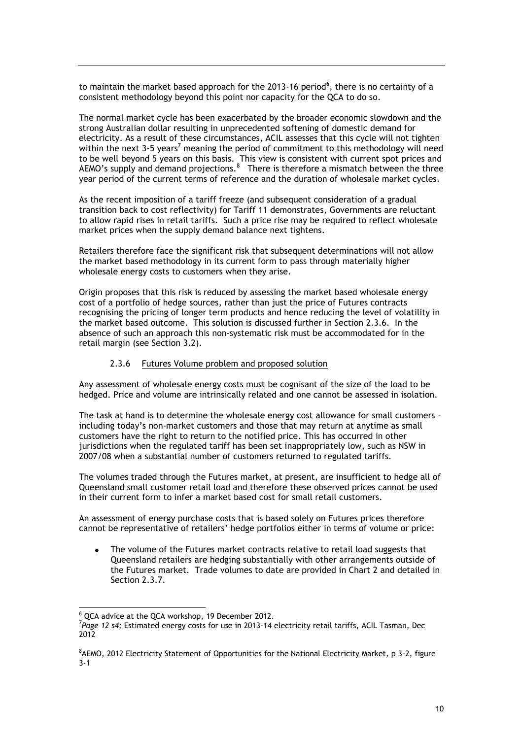to maintain the market based approach for the 2013-16 period[6], there is no certainty of a consistent methodology beyond this point nor capacity for the QCA to do so.

The normal market cycle has been exacerbated by the broader economic slowdown and the strong Australian dollar resulting in unprecedented softening of domestic demand for electricity. As a result of these circumstances, ACIL assesses that this cycle will not tighten within the next 3-5 years[7] meaning the period of commitment to this methodology will need to be well beyond 5 years on this basis. This view is consistent with current spot prices and AEMO's supply and demand projections.[8] There is therefore a mismatch between the three year period of the current terms of reference and the duration of wholesale market cycles.

As the recent imposition of a tariff freeze (and subsequent consideration of a gradual transition back to cost reflectivity) for Tariff 11 demonstrates, Governments are reluctant to allow rapid rises in retail tariffs. Such a price rise may be required to reflect wholesale market prices when the supply demand balance next tightens.

Retailers therefore face the significant risk that subsequent determinations will not allow the market based methodology in its current form to pass through materially higher wholesale energy costs to customers when they arise.

Origin proposes that this risk is reduced by assessing the market based wholesale energy cost of a portfolio of hedge sources, rather than just the price of Futures contracts recognising the pricing of longer term products and hence reducing the level of volatility in the market based outcome. This solution is discussed further in Section 2.3.6. In the absence of such an approach this non-systematic risk must be accommodated for in the retail margin (see Section 3.2).

### 2.3.6 Futures Volume problem and proposed solution

Any assessment of wholesale energy costs must be cognisant of the size of the load to be hedged. Price and volume are intrinsically related and one cannot be assessed in isolation.

The task at hand is to determine the wholesale energy cost allowance for small customers – including today's non-market customers and those that may return at anytime as small customers have the right to return to the notified price. This has occurred in other jurisdictions when the regulated tariff has been set inappropriately low, such as NSW in 2007/08 when a substantial number of customers returned to regulated tariffs.

The volumes traded through the Futures market, at present, are insufficient to hedge all of Queensland small customer retail load and therefore these observed prices cannot be used in their current form to infer a market based cost for small retail customers.

An assessment of energy purchase costs that is based solely on Futures prices therefore cannot be representative of retailers' hedge portfolios either in terms of volume or price:

- The volume of the Futures market contracts relative to retail load suggests that Queensland retailers are hedging substantially with other arrangements outside of the Futures market. Trade volumes to date are provided in Chart 2 and detailed in Section 2.3.7.

---

[6] QCA advice at the QCA workshop, 19 December 2012.

[7] *Page 12 s4;* Estimated energy costs for use in 2013-14 electricity retail tariffs, ACIL Tasman, Dec 2012

[8] AEMO, 2012 Electricity Statement of Opportunities for the National Electricity Market, p 3-2, figure 3-1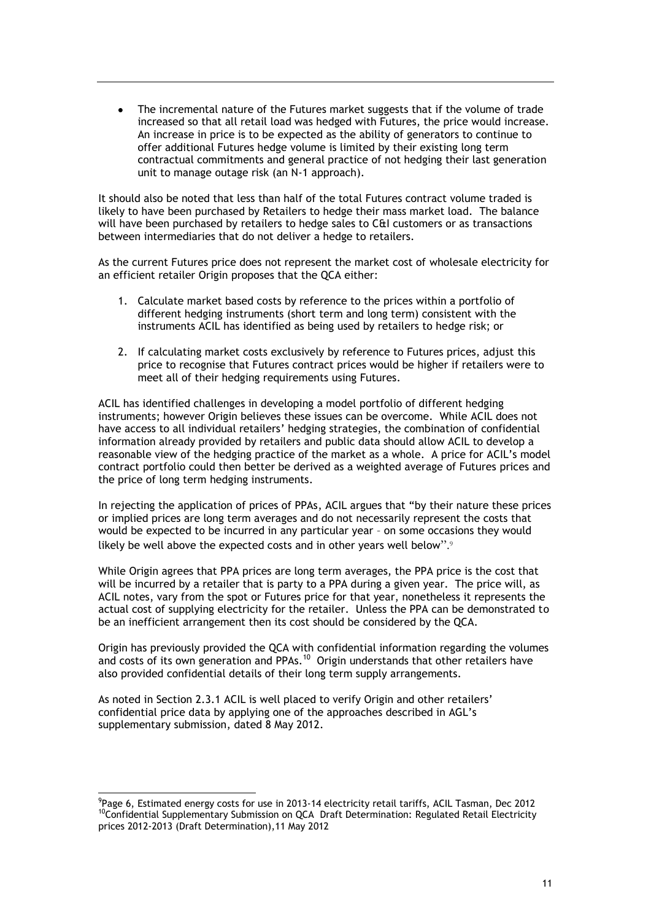- The incremental nature of the Futures market suggests that if the volume of trade increased so that all retail load was hedged with Futures, the price would increase. An increase in price is to be expected as the ability of generators to continue to offer additional Futures hedge volume is limited by their existing long term contractual commitments and general practice of not hedging their last generation unit to manage outage risk (an N-1 approach).

It should also be noted that less than half of the total Futures contract volume traded is likely to have been purchased by Retailers to hedge their mass market load. The balance will have been purchased by retailers to hedge sales to C&I customers or as transactions between intermediaries that do not deliver a hedge to retailers.

As the current Futures price does not represent the market cost of wholesale electricity for an efficient retailer Origin proposes that the QCA either:

1. Calculate market based costs by reference to the prices within a portfolio of different hedging instruments (short term and long term) consistent with the instruments ACIL has identified as being used by retailers to hedge risk; or

2. If calculating market costs exclusively by reference to Futures prices, adjust this price to recognise that Futures contract prices would be higher if retailers were to meet all of their hedging requirements using Futures.

ACIL has identified challenges in developing a model portfolio of different hedging instruments; however Origin believes these issues can be overcome. While ACIL does not have access to all individual retailers' hedging strategies, the combination of confidential information already provided by retailers and public data should allow ACIL to develop a reasonable view of the hedging practice of the market as a whole. A price for ACIL's model contract portfolio could then better be derived as a weighted average of Futures prices and the price of long term hedging instruments.

In rejecting the application of prices of PPAs, ACIL argues that "by their nature these prices or implied prices are long term averages and do not necessarily represent the costs that would be expected to be incurred in any particular year – on some occasions they would likely be well above the expected costs and in other years well below".[9]

While Origin agrees that PPA prices are long term averages, the PPA price is the cost that will be incurred by a retailer that is party to a PPA during a given year. The price will, as ACIL notes, vary from the spot or Futures price for that year, nonetheless it represents the actual cost of supplying electricity for the retailer. Unless the PPA can be demonstrated to be an inefficient arrangement then its cost should be considered by the QCA.

Origin has previously provided the QCA with confidential information regarding the volumes and costs of its own generation and PPAs.[10] Origin understands that other retailers have also provided confidential details of their long term supply arrangements.

As noted in Section 2.3.1 ACIL is well placed to verify Origin and other retailers' confidential price data by applying one of the approaches described in AGL's supplementary submission, dated 8 May 2012.

---

[9] Page 6, Estimated energy costs for use in 2013-14 electricity retail tariffs, ACIL Tasman, Dec 2012

[10] Confidential Supplementary Submission on QCA Draft Determination: Regulated Retail Electricity prices 2012-2013 (Draft Determination), 11 May 2012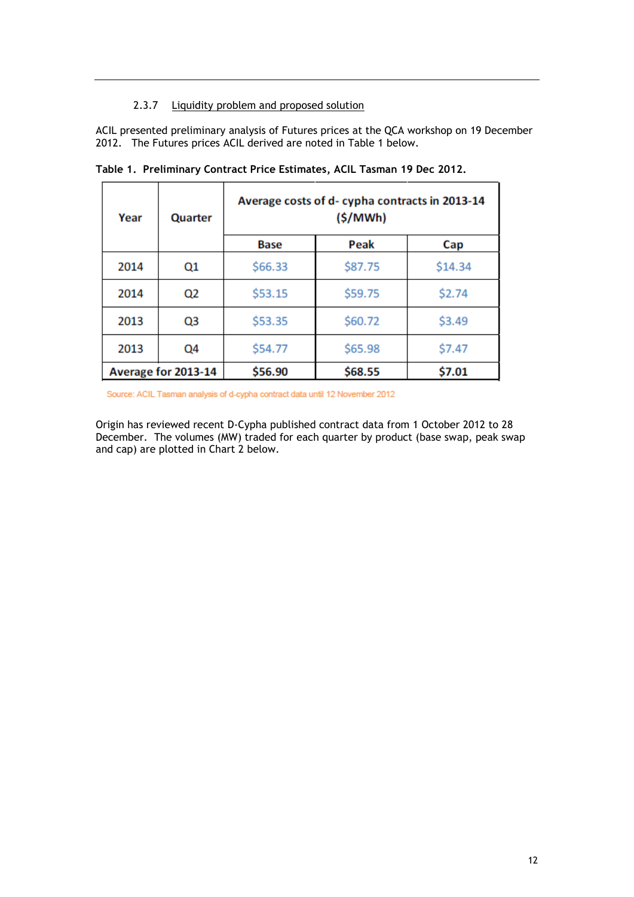#### 2.3.7 Liquidity problem and proposed solution

ACIL presented preliminary analysis of Futures prices at the QCA workshop on 19 December 2012. The Futures prices ACIL derived are noted in Table 1 below.

**Table 1. Preliminary Contract Price Estimates, ACIL Tasman 19 Dec 2012.**

| Year | Quarter | Average costs of d- cypha contracts in 2013-14 ($/MWh) | | |
|---|---|---|---|---|
| | | **Base** | **Peak** | **Cap** |
| 2014 | Q1 | $66.33 | $87.75 | $14.34 |
| 2014 | Q2 | $53.15 | $59.75 | $2.74 |
| 2013 | Q3 | $53.35 | $60.72 | $3.49 |
| 2013 | Q4 | $54.77 | $65.98 | $7.47 |
| **Average for 2013-14** | | **$56.90** | **$68.55** | **$7.01** |

Source: ACIL Tasman analysis of d-cypha contract data until 12 November 2012

Origin has reviewed recent D-Cypha published contract data from 1 October 2012 to 28 December. The volumes (MW) traded for each quarter by product (base swap, peak swap and cap) are plotted in Chart 2 below.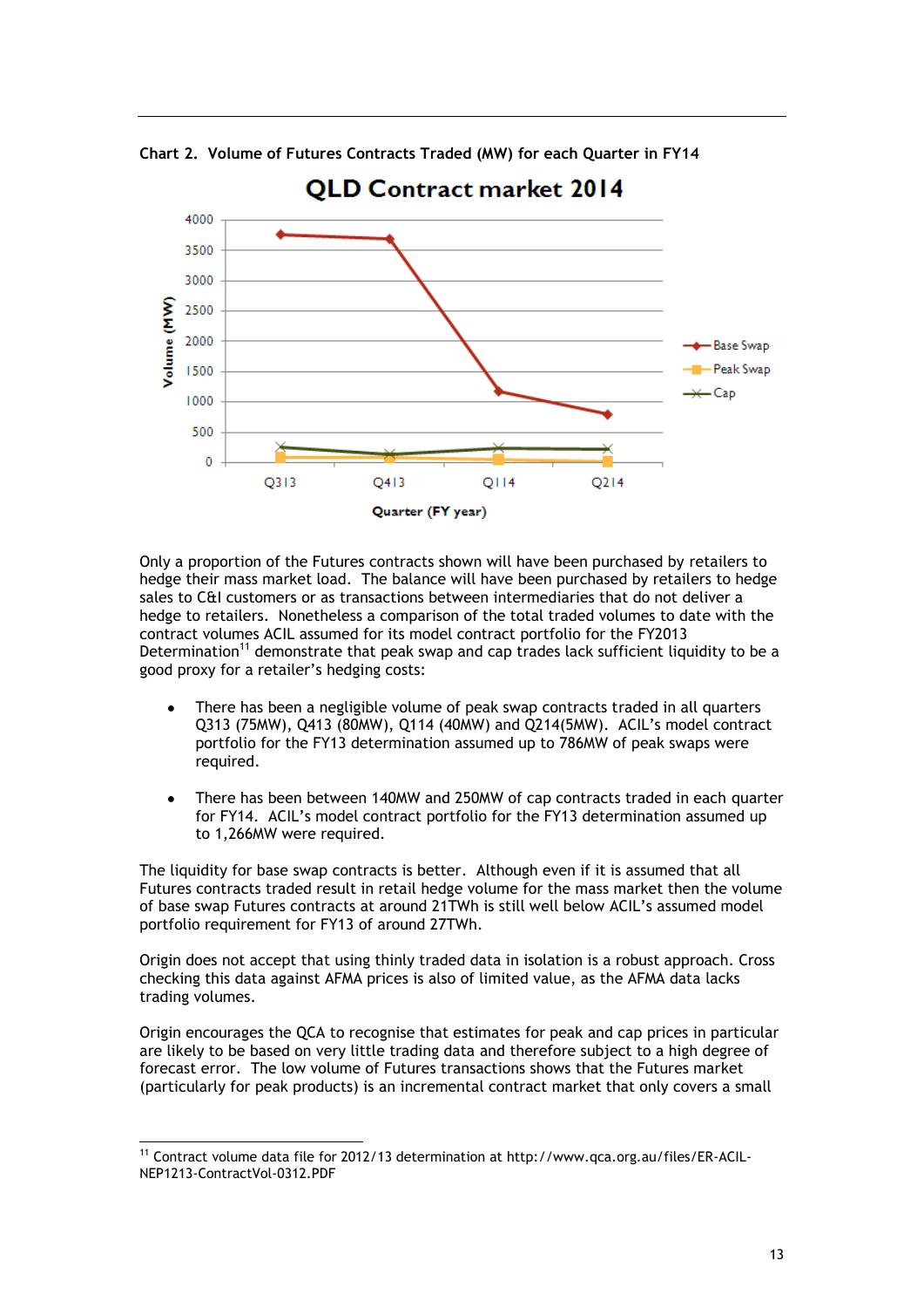Chart 2. Volume of Futures Contracts Traded (MW) for each Quarter in FY14

Only a proportion of the Futures contracts shown will have been purchased by retailers to hedge their mass market load. The balance will have been purchased by retailers to hedge sales to C&I customers or as transactions between intermediaries that do not deliver a hedge to retailers. Nonetheless a comparison of the total traded volumes to date with the contract volumes ACIL assumed for its model contract portfolio for the FY2013 Determination[11] demonstrate that peak swap and cap trades lack sufficient liquidity to be a good proxy for a retailer's hedging costs:

- There has been a negligible volume of peak swap contracts traded in all quarters Q313 (75MW), Q413 (80MW), Q114 (40MW) and Q214(5MW). ACIL's model contract portfolio for the FY13 determination assumed up to 786MW of peak swaps were required.

- There has been between 140MW and 250MW of cap contracts traded in each quarter for FY14. ACIL's model contract portfolio for the FY13 determination assumed up to 1,266MW were required.

The liquidity for base swap contracts is better. Although even if it is assumed that all Futures contracts traded result in retail hedge volume for the mass market then the volume of base swap Futures contracts at around 21TWh is still well below ACIL's assumed model portfolio requirement for FY13 of around 27TWh.

Origin does not accept that using thinly traded data in isolation is a robust approach. Cross checking this data against AFMA prices is also of limited value, as the AFMA data lacks trading volumes.

Origin encourages the QCA to recognise that estimates for peak and cap prices in particular are likely to be based on very little trading data and therefore subject to a high degree of forecast error. The low volume of Futures transactions shows that the Futures market (particularly for peak products) is an incremental contract market that only covers a small

[11] Contract volume data file for 2012/13 determination at http://www.qca.org.au/files/ER-ACIL-NEP1213-ContractVol-0312.PDF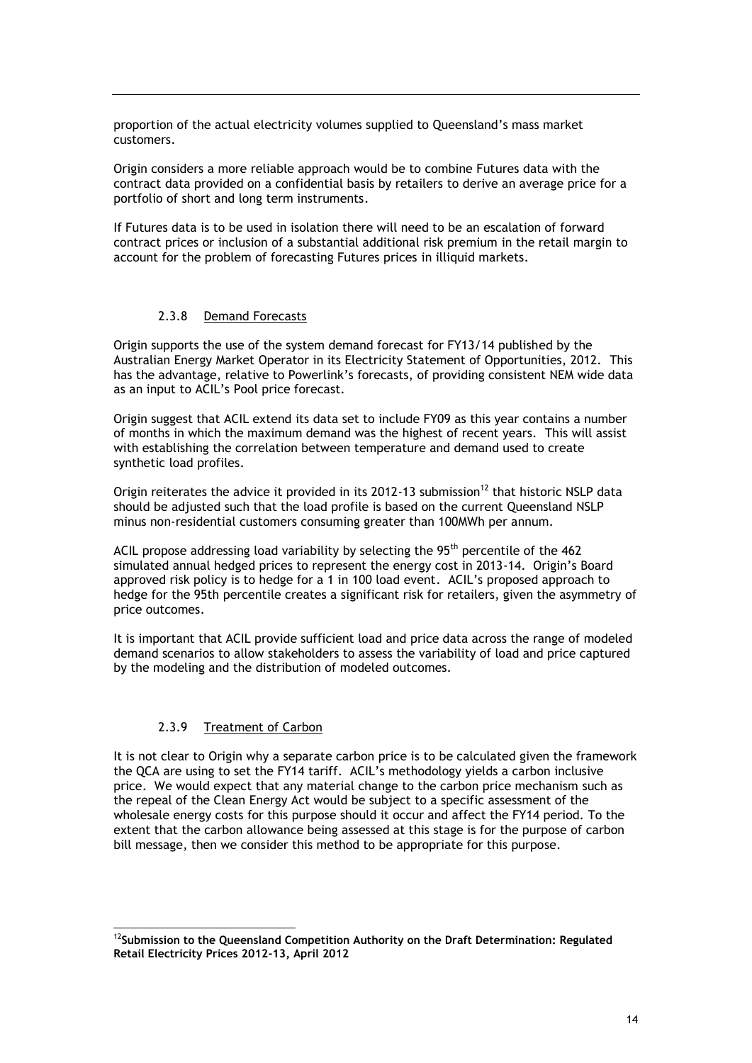proportion of the actual electricity volumes supplied to Queensland's mass market customers.

Origin considers a more reliable approach would be to combine Futures data with the contract data provided on a confidential basis by retailers to derive an average price for a portfolio of short and long term instruments.

If Futures data is to be used in isolation there will need to be an escalation of forward contract prices or inclusion of a substantial additional risk premium in the retail margin to account for the problem of forecasting Futures prices in illiquid markets.

### 2.3.8 Demand Forecasts

Origin supports the use of the system demand forecast for FY13/14 published by the Australian Energy Market Operator in its Electricity Statement of Opportunities, 2012. This has the advantage, relative to Powerlink's forecasts, of providing consistent NEM wide data as an input to ACIL's Pool price forecast.

Origin suggest that ACIL extend its data set to include FY09 as this year contains a number of months in which the maximum demand was the highest of recent years. This will assist with establishing the correlation between temperature and demand used to create synthetic load profiles.

Origin reiterates the advice it provided in its 2012-13 submission[12] that historic NSLP data should be adjusted such that the load profile is based on the current Queensland NSLP minus non-residential customers consuming greater than 100MWh per annum.

ACIL propose addressing load variability by selecting the 95th percentile of the 462 simulated annual hedged prices to represent the energy cost in 2013-14. Origin's Board approved risk policy is to hedge for a 1 in 100 load event. ACIL's proposed approach to hedge for the 95th percentile creates a significant risk for retailers, given the asymmetry of price outcomes.

It is important that ACIL provide sufficient load and price data across the range of modeled demand scenarios to allow stakeholders to assess the variability of load and price captured by the modeling and the distribution of modeled outcomes.

### 2.3.9 Treatment of Carbon

It is not clear to Origin why a separate carbon price is to be calculated given the framework the QCA are using to set the FY14 tariff. ACIL's methodology yields a carbon inclusive price. We would expect that any material change to the carbon price mechanism such as the repeal of the Clean Energy Act would be subject to a specific assessment of the wholesale energy costs for this purpose should it occur and affect the FY14 period. To the extent that the carbon allowance being assessed at this stage is for the purpose of carbon bill message, then we consider this method to be appropriate for this purpose.

---

[12] **Submission to the Queensland Competition Authority on the Draft Determination: Regulated Retail Electricity Prices 2012-13, April 2012**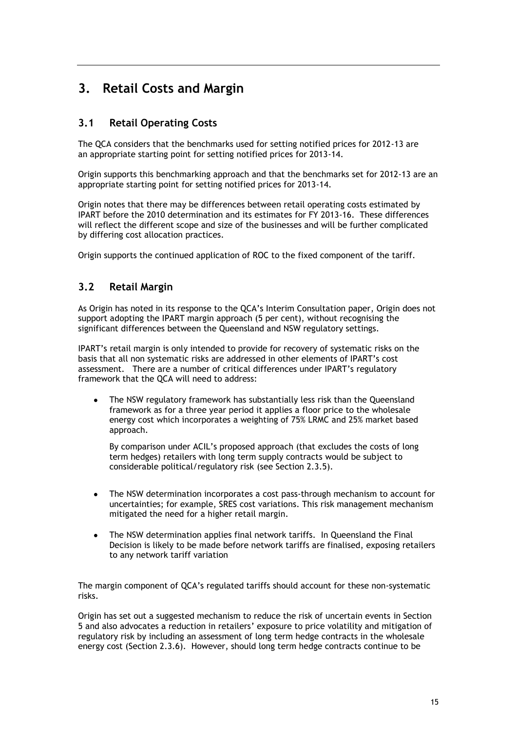# 3. Retail Costs and Margin

## 3.1 Retail Operating Costs

The QCA considers that the benchmarks used for setting notified prices for 2012-13 are an appropriate starting point for setting notified prices for 2013-14.

Origin supports this benchmarking approach and that the benchmarks set for 2012-13 are an appropriate starting point for setting notified prices for 2013-14.

Origin notes that there may be differences between retail operating costs estimated by IPART before the 2010 determination and its estimates for FY 2013-16. These differences will reflect the different scope and size of the businesses and will be further complicated by differing cost allocation practices.

Origin supports the continued application of ROC to the fixed component of the tariff.

## 3.2 Retail Margin

As Origin has noted in its response to the QCA's Interim Consultation paper, Origin does not support adopting the IPART margin approach (5 per cent), without recognising the significant differences between the Queensland and NSW regulatory settings.

IPART's retail margin is only intended to provide for recovery of systematic risks on the basis that all non systematic risks are addressed in other elements of IPART's cost assessment. There are a number of critical differences under IPART's regulatory framework that the QCA will need to address:

- The NSW regulatory framework has substantially less risk than the Queensland framework as for a three year period it applies a floor price to the wholesale energy cost which incorporates a weighting of 75% LRMC and 25% market based approach.

  By comparison under ACIL's proposed approach (that excludes the costs of long term hedges) retailers with long term supply contracts would be subject to considerable political/regulatory risk (see Section 2.3.5).

- The NSW determination incorporates a cost pass-through mechanism to account for uncertainties; for example, SRES cost variations. This risk management mechanism mitigated the need for a higher retail margin.

- The NSW determination applies final network tariffs. In Queensland the Final Decision is likely to be made before network tariffs are finalised, exposing retailers to any network tariff variation

The margin component of QCA's regulated tariffs should account for these non-systematic risks.

Origin has set out a suggested mechanism to reduce the risk of uncertain events in Section 5 and also advocates a reduction in retailers' exposure to price volatility and mitigation of regulatory risk by including an assessment of long term hedge contracts in the wholesale energy cost (Section 2.3.6). However, should long term hedge contracts continue to be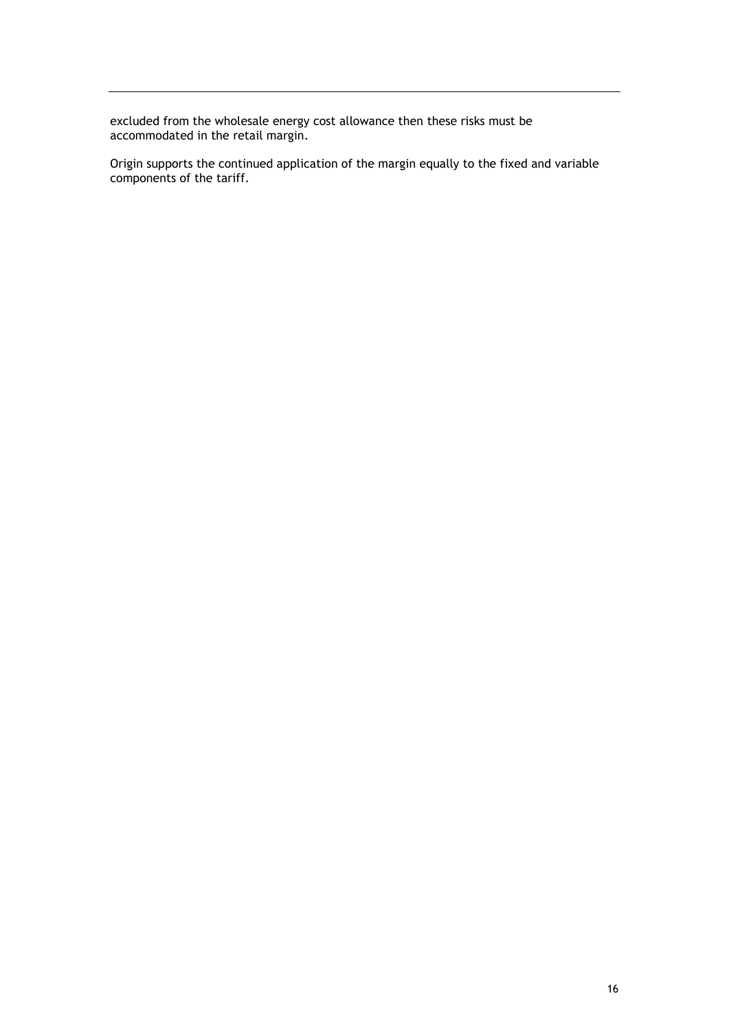excluded from the wholesale energy cost allowance then these risks must be accommodated in the retail margin.

Origin supports the continued application of the margin equally to the fixed and variable components of the tariff.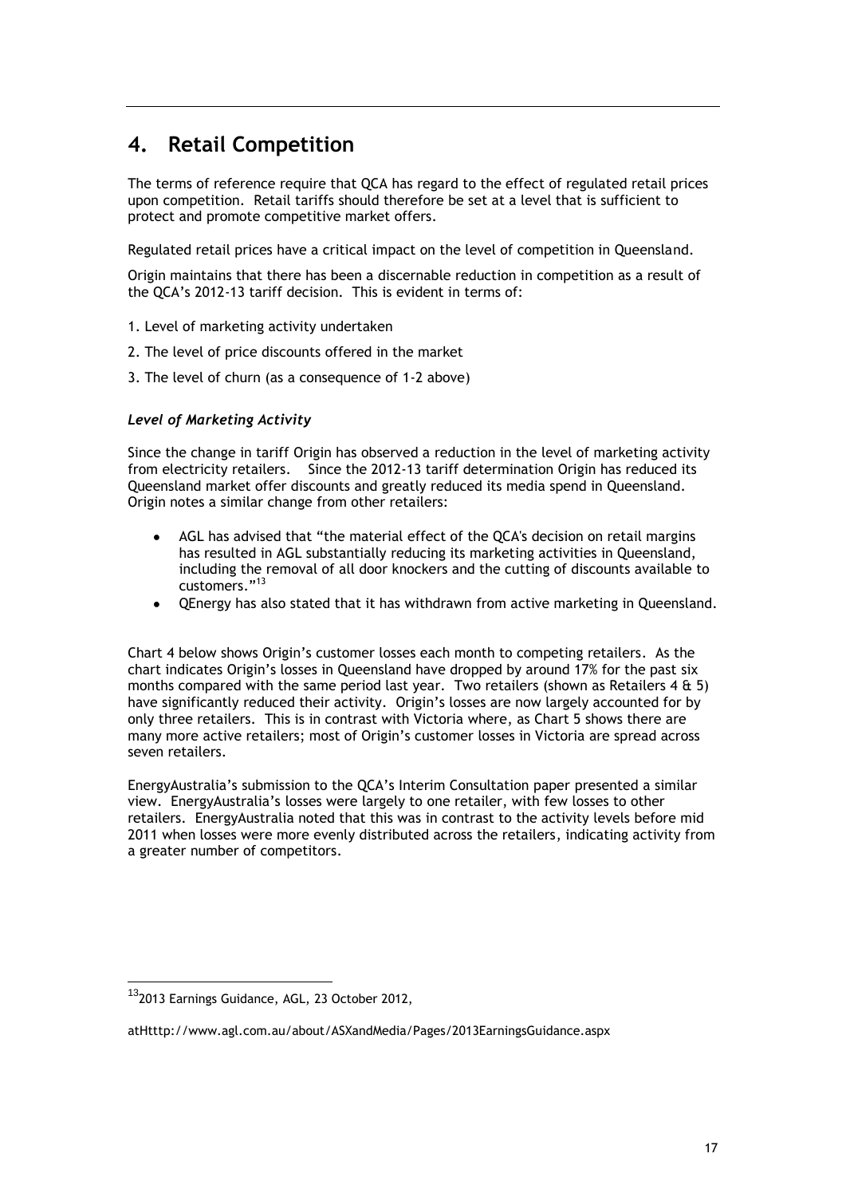## 4. Retail Competition

The terms of reference require that QCA has regard to the effect of regulated retail prices upon competition. Retail tariffs should therefore be set at a level that is sufficient to protect and promote competitive market offers.

Regulated retail prices have a critical impact on the level of competition in Queensland.

Origin maintains that there has been a discernable reduction in competition as a result of the QCA's 2012-13 tariff decision. This is evident in terms of:

1. Level of marketing activity undertaken
2. The level of price discounts offered in the market
3. The level of churn (as a consequence of 1-2 above)

### *Level of Marketing Activity*

Since the change in tariff Origin has observed a reduction in the level of marketing activity from electricity retailers. Since the 2012-13 tariff determination Origin has reduced its Queensland market offer discounts and greatly reduced its media spend in Queensland. Origin notes a similar change from other retailers:

- AGL has advised that "the material effect of the QCA's decision on retail margins has resulted in AGL substantially reducing its marketing activities in Queensland, including the removal of all door knockers and the cutting of discounts available to customers."[13]
- QEnergy has also stated that it has withdrawn from active marketing in Queensland.

Chart 4 below shows Origin's customer losses each month to competing retailers. As the chart indicates Origin's losses in Queensland have dropped by around 17% for the past six months compared with the same period last year. Two retailers (shown as Retailers 4 & 5) have significantly reduced their activity. Origin's losses are now largely accounted for by only three retailers. This is in contrast with Victoria where, as Chart 5 shows there are many more active retailers; most of Origin's customer losses in Victoria are spread across seven retailers.

EnergyAustralia's submission to the QCA's Interim Consultation paper presented a similar view. EnergyAustralia's losses were largely to one retailer, with few losses to other retailers. EnergyAustralia noted that this was in contrast to the activity levels before mid 2011 when losses were more evenly distributed across the retailers, indicating activity from a greater number of competitors.

---

[13] 2013 Earnings Guidance, AGL, 23 October 2012,

atHttp://www.agl.com.au/about/ASXandMedia/Pages/2013EarningsGuidance.aspx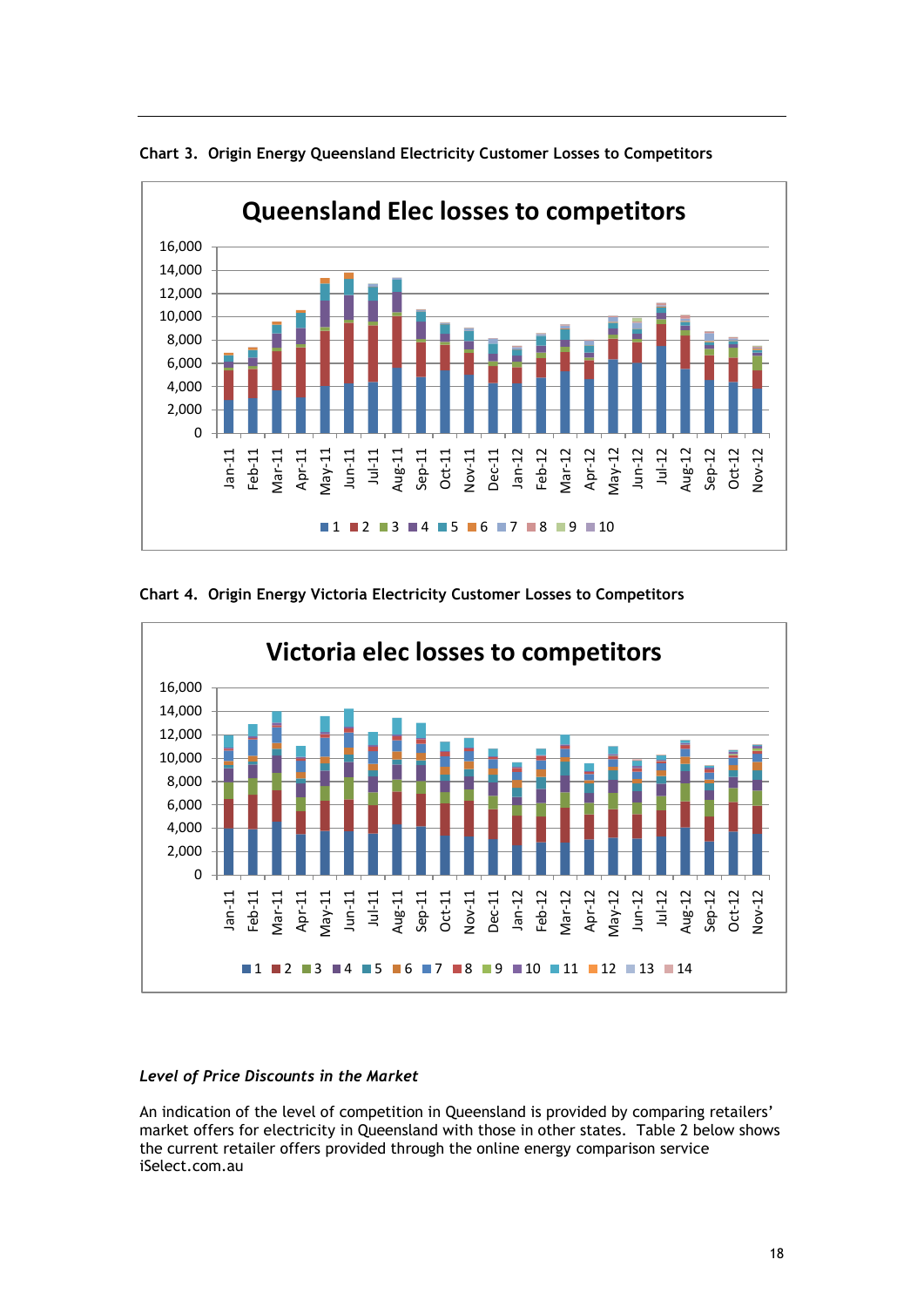Chart 3. Origin Energy Queensland Electricity Customer Losses to Competitors

Chart 4. Origin Energy Victoria Electricity Customer Losses to Competitors

***Level of Price Discounts in the Market***

An indication of the level of competition in Queensland is provided by comparing retailers' market offers for electricity in Queensland with those in other states. Table 2 below shows the current retailer offers provided through the online energy comparison service iSelect.com.au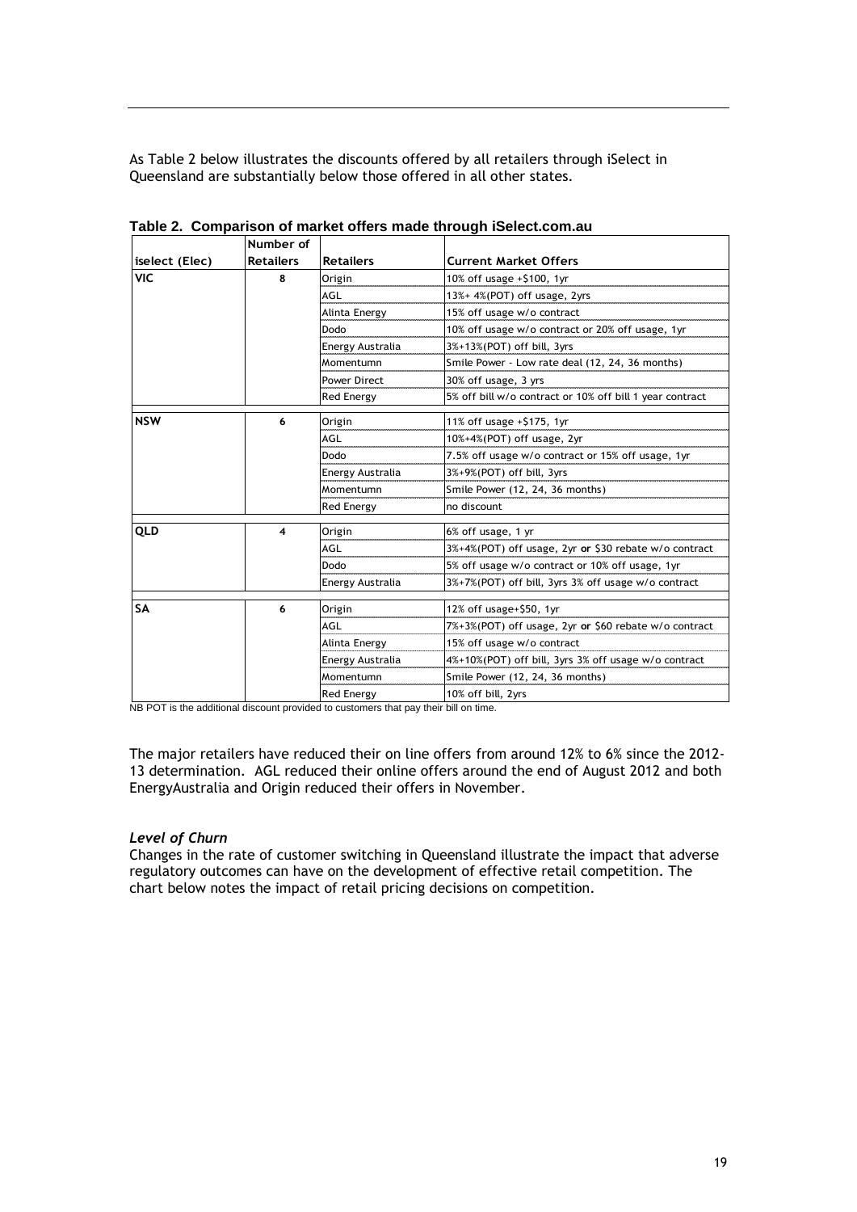As Table 2 below illustrates the discounts offered by all retailers through iSelect in Queensland are substantially below those offered in all other states.

**Table 2. Comparison of market offers made through iSelect.com.au**

| iselect (Elec) | Number of Retailers | Retailers | Current Market Offers |
|---|---|---|---|
| **VIC** | **8** | Origin | 10% off usage +$100, 1yr |
| | | AGL | 13%+ 4%(POT) off usage, 2yrs |
| | | Alinta Energy | 15% off usage w/o contract |
| | | Dodo | 10% off usage w/o contract or 20% off usage, 1yr |
| | | Energy Australia | 3%+13%(POT) off bill, 3yrs |
| | | Momentumn | Smile Power - Low rate deal (12, 24, 36 months) |
| | | Power Direct | 30% off usage, 3 yrs |
| | | Red Energy | 5% off bill w/o contract or 10% off bill 1 year contract |
| **NSW** | **6** | Origin | 11% off usage +$175, 1yr |
| | | AGL | 10%+4%(POT) off usage, 2yr |
| | | Dodo | 7.5% off usage w/o contract or 15% off usage, 1yr |
| | | Energy Australia | 3%+9%(POT) off bill, 3yrs |
| | | Momentumn | Smile Power (12, 24, 36 months) |
| | | Red Energy | no discount |
| **QLD** | **4** | Origin | 6% off usage, 1 yr |
| | | AGL | 3%+4%(POT) off usage, 2yr **or** $30 rebate w/o contract |
| | | Dodo | 5% off usage w/o contract or 10% off usage, 1yr |
| | | Energy Australia | 3%+7%(POT) off bill, 3yrs 3% off usage w/o contract |
| **SA** | **6** | Origin | 12% off usage+$50, 1yr |
| | | AGL | 7%+3%(POT) off usage, 2yr **or** $60 rebate w/o contract |
| | | Alinta Energy | 15% off usage w/o contract |
| | | Energy Australia | 4%+10%(POT) off bill, 3yrs 3% off usage w/o contract |
| | | Momentumn | Smile Power (12, 24, 36 months) |
| | | Red Energy | 10% off bill, 2yrs |

NB POT is the additional discount provided to customers that pay their bill on time.

The major retailers have reduced their on line offers from around 12% to 6% since the 2012-13 determination. AGL reduced their online offers around the end of August 2012 and both EnergyAustralia and Origin reduced their offers in November.

### *Level of Churn*

Changes in the rate of customer switching in Queensland illustrate the impact that adverse regulatory outcomes can have on the development of effective retail competition. The chart below notes the impact of retail pricing decisions on competition.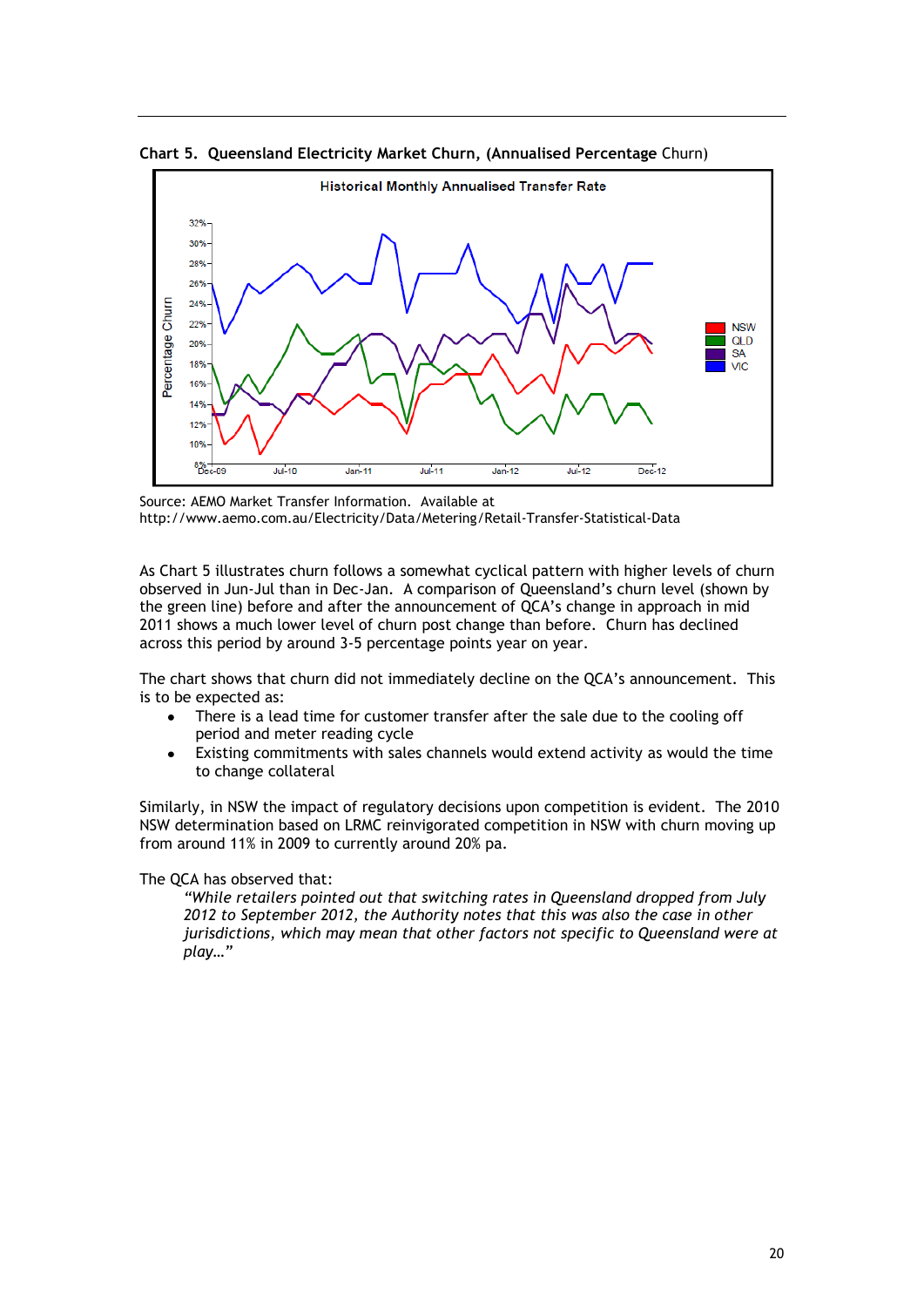**Chart 5. Queensland Electricity Market Churn, (Annualised Percentage Churn)**

Source: AEMO Market Transfer Information. Available at http://www.aemo.com.au/Electricity/Data/Metering/Retail-Transfer-Statistical-Data

As Chart 5 illustrates churn follows a somewhat cyclical pattern with higher levels of churn observed in Jun-Jul than in Dec-Jan. A comparison of Queensland's churn level (shown by the green line) before and after the announcement of QCA's change in approach in mid 2011 shows a much lower level of churn post change than before. Churn has declined across this period by around 3-5 percentage points year on year.

The chart shows that churn did not immediately decline on the QCA's announcement. This is to be expected as:

- There is a lead time for customer transfer after the sale due to the cooling off period and meter reading cycle
- Existing commitments with sales channels would extend activity as would the time to change collateral

Similarly, in NSW the impact of regulatory decisions upon competition is evident. The 2010 NSW determination based on LRMC reinvigorated competition in NSW with churn moving up from around 11% in 2009 to currently around 20% pa.

The QCA has observed that:

> *"While retailers pointed out that switching rates in Queensland dropped from July 2012 to September 2012, the Authority notes that this was also the case in other jurisdictions, which may mean that other factors not specific to Queensland were at play…"*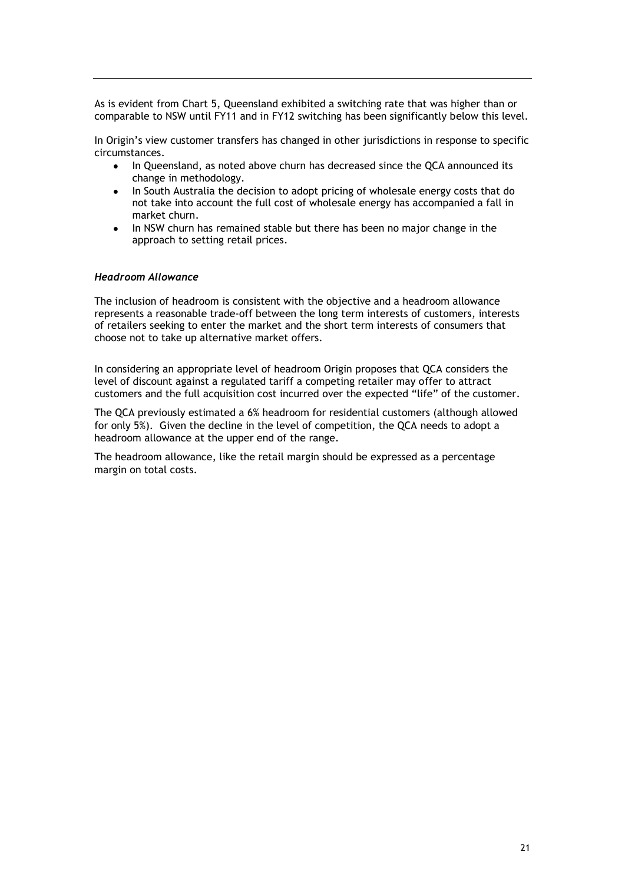As is evident from Chart 5, Queensland exhibited a switching rate that was higher than or comparable to NSW until FY11 and in FY12 switching has been significantly below this level.

In Origin's view customer transfers has changed in other jurisdictions in response to specific circumstances.

- In Queensland, as noted above churn has decreased since the QCA announced its change in methodology.
- In South Australia the decision to adopt pricing of wholesale energy costs that do not take into account the full cost of wholesale energy has accompanied a fall in market churn.
- In NSW churn has remained stable but there has been no major change in the approach to setting retail prices.

***Headroom Allowance***

The inclusion of headroom is consistent with the objective and a headroom allowance represents a reasonable trade-off between the long term interests of customers, interests of retailers seeking to enter the market and the short term interests of consumers that choose not to take up alternative market offers.

In considering an appropriate level of headroom Origin proposes that QCA considers the level of discount against a regulated tariff a competing retailer may offer to attract customers and the full acquisition cost incurred over the expected "life" of the customer.

The QCA previously estimated a 6% headroom for residential customers (although allowed for only 5%). Given the decline in the level of competition, the QCA needs to adopt a headroom allowance at the upper end of the range.

The headroom allowance, like the retail margin should be expressed as a percentage margin on total costs.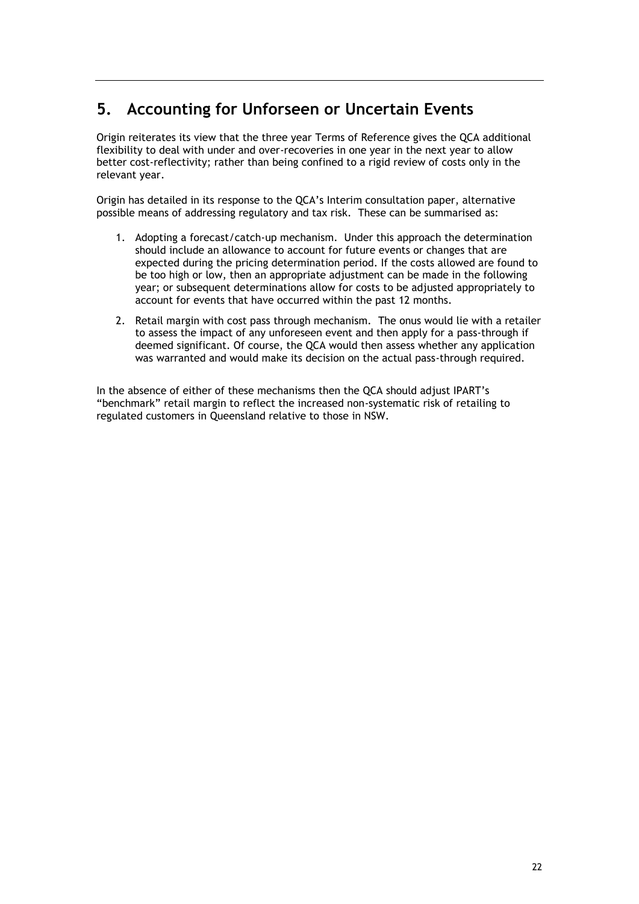## 5. Accounting for Unforseen or Uncertain Events

Origin reiterates its view that the three year Terms of Reference gives the QCA additional flexibility to deal with under and over-recoveries in one year in the next year to allow better cost-reflectivity; rather than being confined to a rigid review of costs only in the relevant year.

Origin has detailed in its response to the QCA's Interim consultation paper, alternative possible means of addressing regulatory and tax risk. These can be summarised as:

1. Adopting a forecast/catch-up mechanism. Under this approach the determination should include an allowance to account for future events or changes that are expected during the pricing determination period. If the costs allowed are found to be too high or low, then an appropriate adjustment can be made in the following year; or subsequent determinations allow for costs to be adjusted appropriately to account for events that have occurred within the past 12 months.
2. Retail margin with cost pass through mechanism. The onus would lie with a retailer to assess the impact of any unforeseen event and then apply for a pass-through if deemed significant. Of course, the QCA would then assess whether any application was warranted and would make its decision on the actual pass-through required.

In the absence of either of these mechanisms then the QCA should adjust IPART's "benchmark" retail margin to reflect the increased non-systematic risk of retailing to regulated customers in Queensland relative to those in NSW.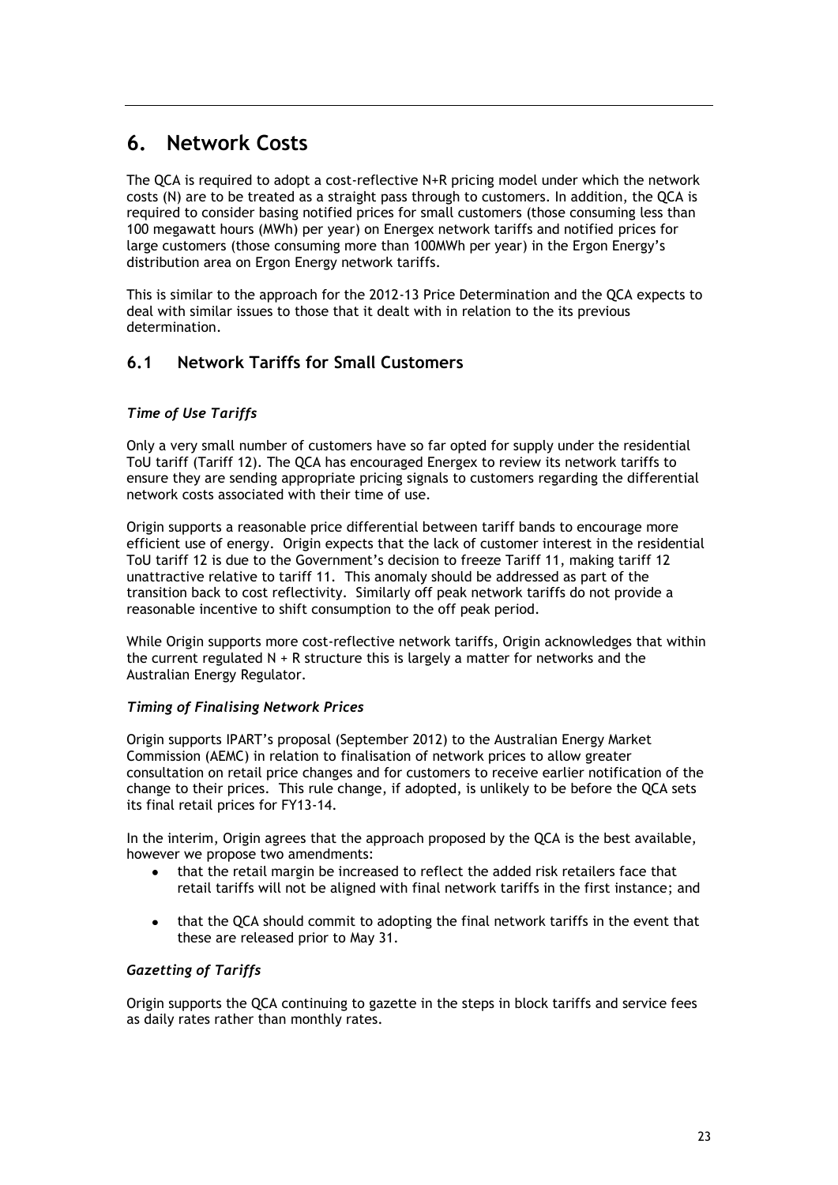# 6. Network Costs

The QCA is required to adopt a cost-reflective N+R pricing model under which the network costs (N) are to be treated as a straight pass through to customers. In addition, the QCA is required to consider basing notified prices for small customers (those consuming less than 100 megawatt hours (MWh) per year) on Energex network tariffs and notified prices for large customers (those consuming more than 100MWh per year) in the Ergon Energy's distribution area on Ergon Energy network tariffs.

This is similar to the approach for the 2012-13 Price Determination and the QCA expects to deal with similar issues to those that it dealt with in relation to the its previous determination.

## 6.1 Network Tariffs for Small Customers

### *Time of Use Tariffs*

Only a very small number of customers have so far opted for supply under the residential ToU tariff (Tariff 12). The QCA has encouraged Energex to review its network tariffs to ensure they are sending appropriate pricing signals to customers regarding the differential network costs associated with their time of use.

Origin supports a reasonable price differential between tariff bands to encourage more efficient use of energy. Origin expects that the lack of customer interest in the residential ToU tariff 12 is due to the Government's decision to freeze Tariff 11, making tariff 12 unattractive relative to tariff 11. This anomaly should be addressed as part of the transition back to cost reflectivity. Similarly off peak network tariffs do not provide a reasonable incentive to shift consumption to the off peak period.

While Origin supports more cost-reflective network tariffs, Origin acknowledges that within the current regulated N + R structure this is largely a matter for networks and the Australian Energy Regulator.

### *Timing of Finalising Network Prices*

Origin supports IPART's proposal (September 2012) to the Australian Energy Market Commission (AEMC) in relation to finalisation of network prices to allow greater consultation on retail price changes and for customers to receive earlier notification of the change to their prices. This rule change, if adopted, is unlikely to be before the QCA sets its final retail prices for FY13-14.

In the interim, Origin agrees that the approach proposed by the QCA is the best available, however we propose two amendments:

- that the retail margin be increased to reflect the added risk retailers face that retail tariffs will not be aligned with final network tariffs in the first instance; and
- that the QCA should commit to adopting the final network tariffs in the event that these are released prior to May 31.

### *Gazetting of Tariffs*

Origin supports the QCA continuing to gazette in the steps in block tariffs and service fees as daily rates rather than monthly rates.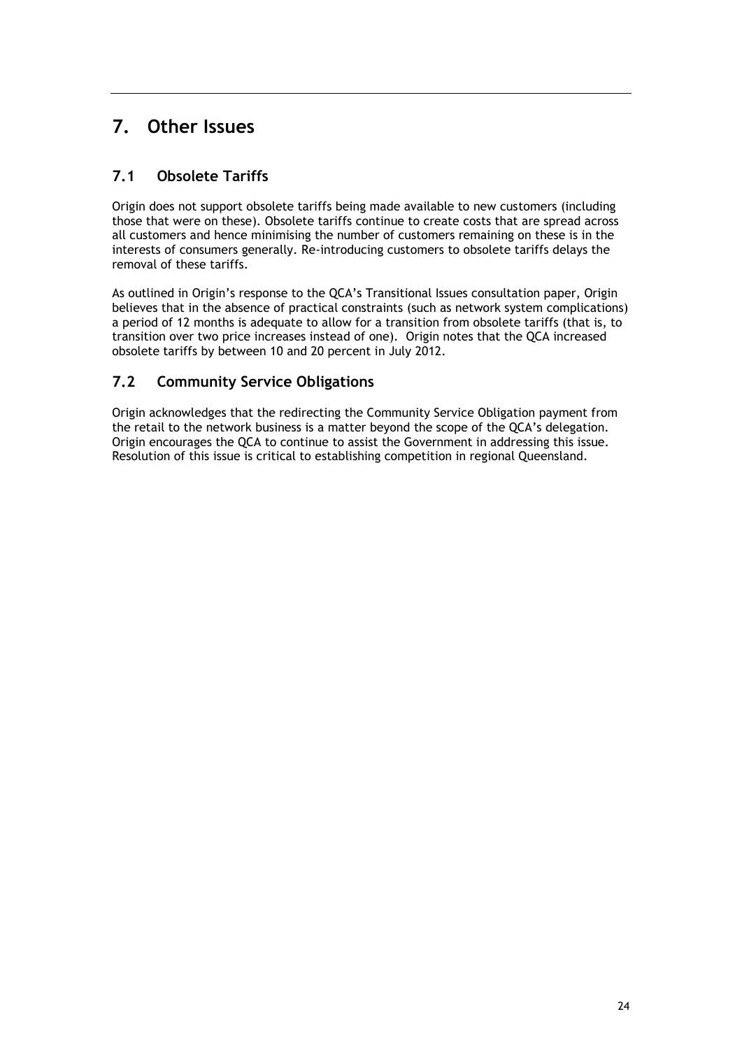# 7. Other Issues

## 7.1 Obsolete Tariffs

Origin does not support obsolete tariffs being made available to new customers (including those that were on these). Obsolete tariffs continue to create costs that are spread across all customers and hence minimising the number of customers remaining on these is in the interests of consumers generally. Re-introducing customers to obsolete tariffs delays the removal of these tariffs.

As outlined in Origin's response to the QCA's Transitional Issues consultation paper, Origin believes that in the absence of practical constraints (such as network system complications) a period of 12 months is adequate to allow for a transition from obsolete tariffs (that is, to transition over two price increases instead of one). Origin notes that the QCA increased obsolete tariffs by between 10 and 20 percent in July 2012.

## 7.2 Community Service Obligations

Origin acknowledges that the redirecting the Community Service Obligation payment from the retail to the network business is a matter beyond the scope of the QCA's delegation. Origin encourages the QCA to continue to assist the Government in addressing this issue. Resolution of this issue is critical to establishing competition in regional Queensland.